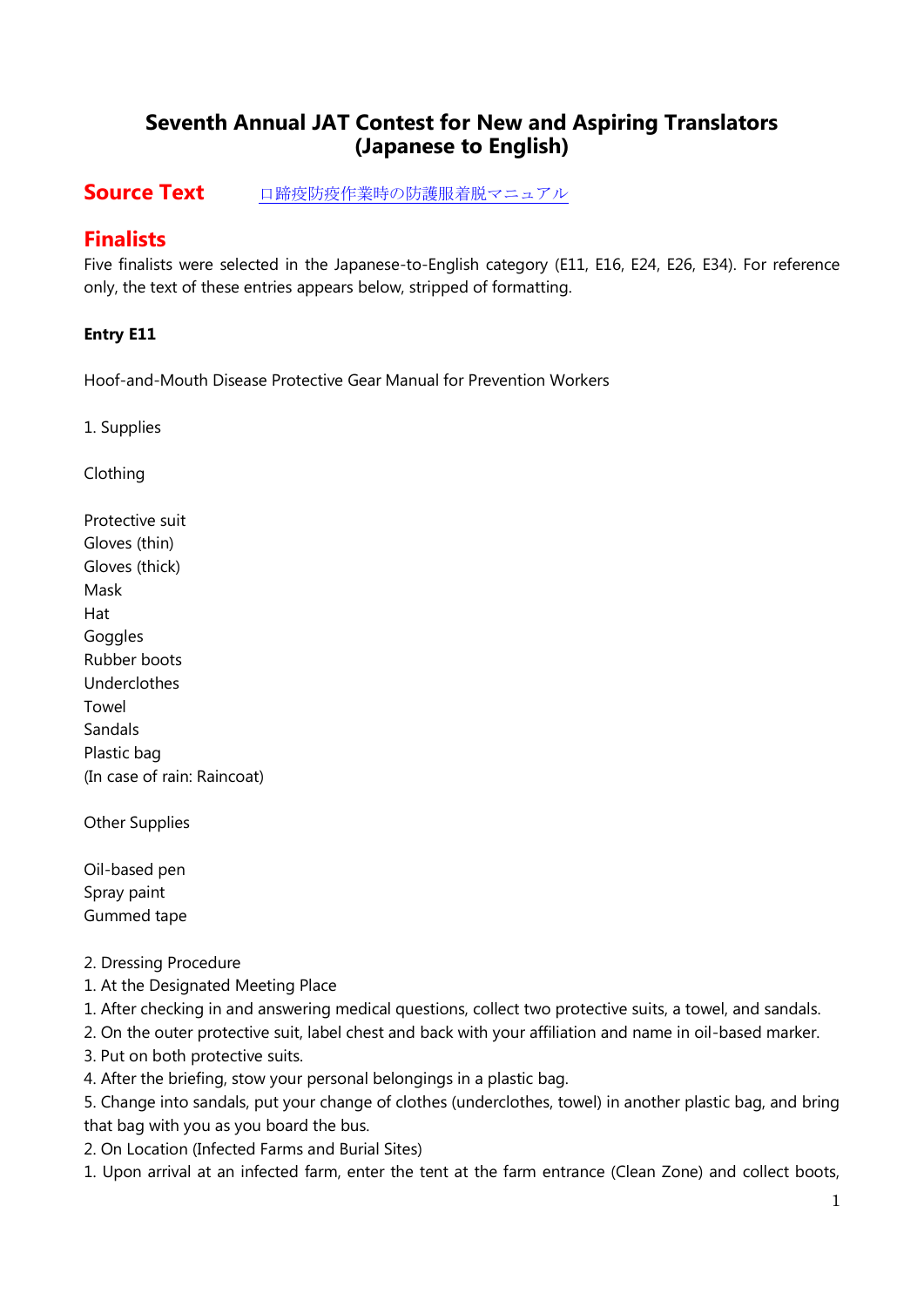# Seventh Annual JAT Contest for New and Aspiring Translators (Japanese to English)

## Source Text

口蹄疫防疫作業時の防護服着脱マニュアル

## Finalists

Five finalists were selected in the Japanese-to-English category (E11, E16, E24, E26, E34). For reference only, the text of these entries appears below, stripped of formatting.

**Entry E11**

Hoof-and-Mouth Disease Protective Gear Manual for Prevention Workers

1. Supplies

Clothing

Protective suit
Gloves (thin)
Gloves (thick)
Mask
Hat
Goggles
Rubber boots
Underclothes
Towel
Sandals
Plastic bag
(In case of rain: Raincoat)

Other Supplies

Oil-based pen
Spray paint
Gummed tape

2. Dressing Procedure
1. At the Designated Meeting Place
1. After checking in and answering medical questions, collect two protective suits, a towel, and sandals.
2. On the outer protective suit, label chest and back with your affiliation and name in oil-based marker.
3. Put on both protective suits.
4. After the briefing, stow your personal belongings in a plastic bag.
5. Change into sandals, put your change of clothes (underclothes, towel) in another plastic bag, and bring that bag with you as you board the bus.
2. On Location (Infected Farms and Burial Sites)
1. Upon arrival at an infected farm, enter the tent at the farm entrance (Clean Zone) and collect boots,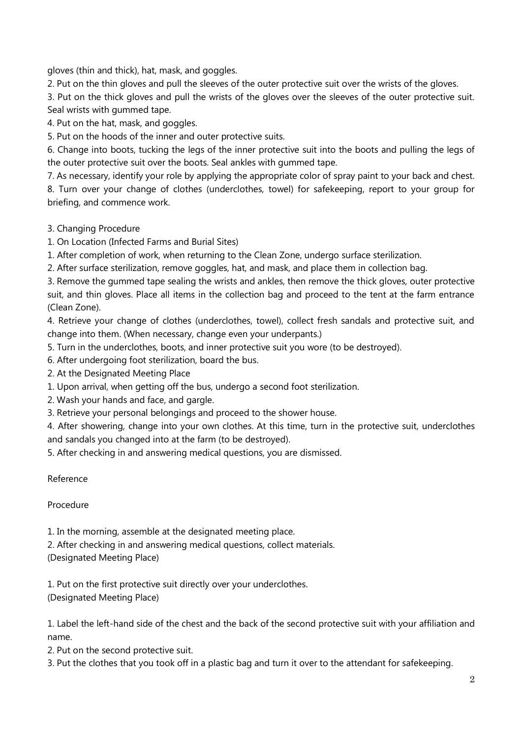gloves (thin and thick), hat, mask, and goggles.

2. Put on the thin gloves and pull the sleeves of the outer protective suit over the wrists of the gloves.

3. Put on the thick gloves and pull the wrists of the gloves over the sleeves of the outer protective suit. Seal wrists with gummed tape.

4. Put on the hat, mask, and goggles.

5. Put on the hoods of the inner and outer protective suits.

6. Change into boots, tucking the legs of the inner protective suit into the boots and pulling the legs of the outer protective suit over the boots. Seal ankles with gummed tape.

7. As necessary, identify your role by applying the appropriate color of spray paint to your back and chest.

8. Turn over your change of clothes (underclothes, towel) for safekeeping, report to your group for briefing, and commence work.

3. Changing Procedure

1. On Location (Infected Farms and Burial Sites)

1. After completion of work, when returning to the Clean Zone, undergo surface sterilization.

2. After surface sterilization, remove goggles, hat, and mask, and place them in collection bag.

3. Remove the gummed tape sealing the wrists and ankles, then remove the thick gloves, outer protective suit, and thin gloves. Place all items in the collection bag and proceed to the tent at the farm entrance (Clean Zone).

4. Retrieve your change of clothes (underclothes, towel), collect fresh sandals and protective suit, and change into them. (When necessary, change even your underpants.)

5. Turn in the underclothes, boots, and inner protective suit you wore (to be destroyed).

6. After undergoing foot sterilization, board the bus.

2. At the Designated Meeting Place

1. Upon arrival, when getting off the bus, undergo a second foot sterilization.

2. Wash your hands and face, and gargle.

3. Retrieve your personal belongings and proceed to the shower house.

4. After showering, change into your own clothes. At this time, turn in the protective suit, underclothes and sandals you changed into at the farm (to be destroyed).

5. After checking in and answering medical questions, you are dismissed.

Reference

Procedure

1. In the morning, assemble at the designated meeting place.

2. After checking in and answering medical questions, collect materials.

(Designated Meeting Place)

1. Put on the first protective suit directly over your underclothes.

(Designated Meeting Place)

1. Label the left-hand side of the chest and the back of the second protective suit with your affiliation and name.

2. Put on the second protective suit.

3. Put the clothes that you took off in a plastic bag and turn it over to the attendant for safekeeping.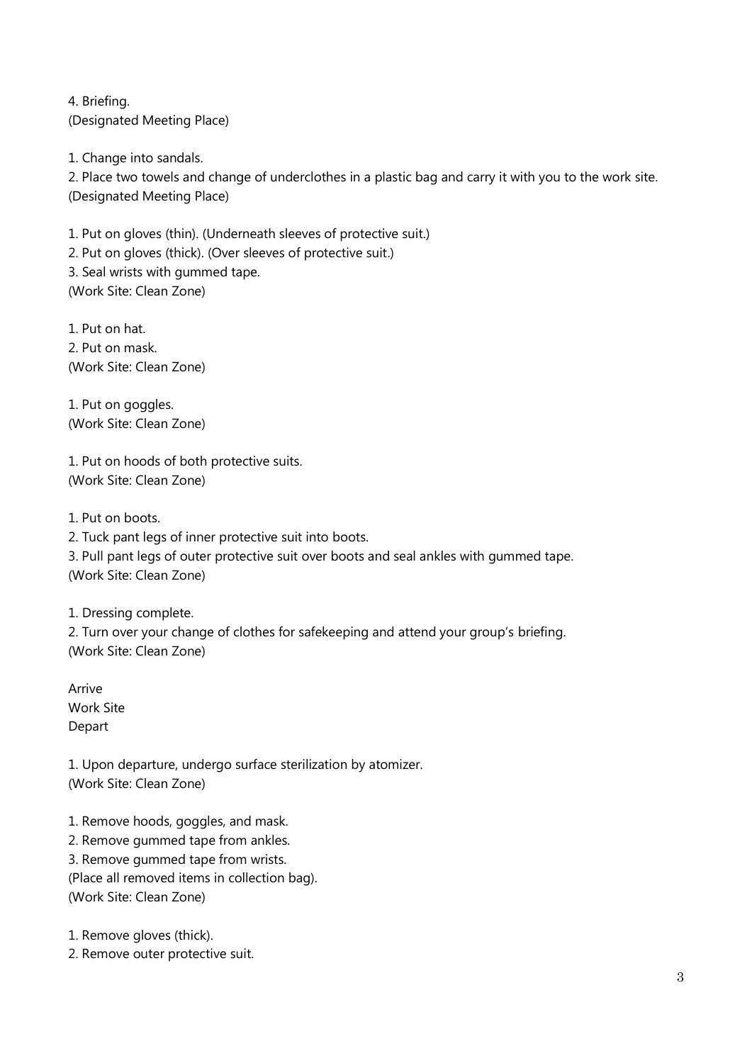4. Briefing.
(Designated Meeting Place)

1. Change into sandals.
2. Place two towels and change of underclothes in a plastic bag and carry it with you to the work site.
(Designated Meeting Place)

1. Put on gloves (thin). (Underneath sleeves of protective suit.)
2. Put on gloves (thick). (Over sleeves of protective suit.)
3. Seal wrists with gummed tape.
(Work Site: Clean Zone)

1. Put on hat.
2. Put on mask.
(Work Site: Clean Zone)

1. Put on goggles.
(Work Site: Clean Zone)

1. Put on hoods of both protective suits.
(Work Site: Clean Zone)

1. Put on boots.
2. Tuck pant legs of inner protective suit into boots.
3. Pull pant legs of outer protective suit over boots and seal ankles with gummed tape.
(Work Site: Clean Zone)

1. Dressing complete.
2. Turn over your change of clothes for safekeeping and attend your group's briefing.
(Work Site: Clean Zone)

Arrive
Work Site
Depart

1. Upon departure, undergo surface sterilization by atomizer.
(Work Site: Clean Zone)

1. Remove hoods, goggles, and mask.
2. Remove gummed tape from ankles.
3. Remove gummed tape from wrists.
(Place all removed items in collection bag).
(Work Site: Clean Zone)

1. Remove gloves (thick).
2. Remove outer protective suit.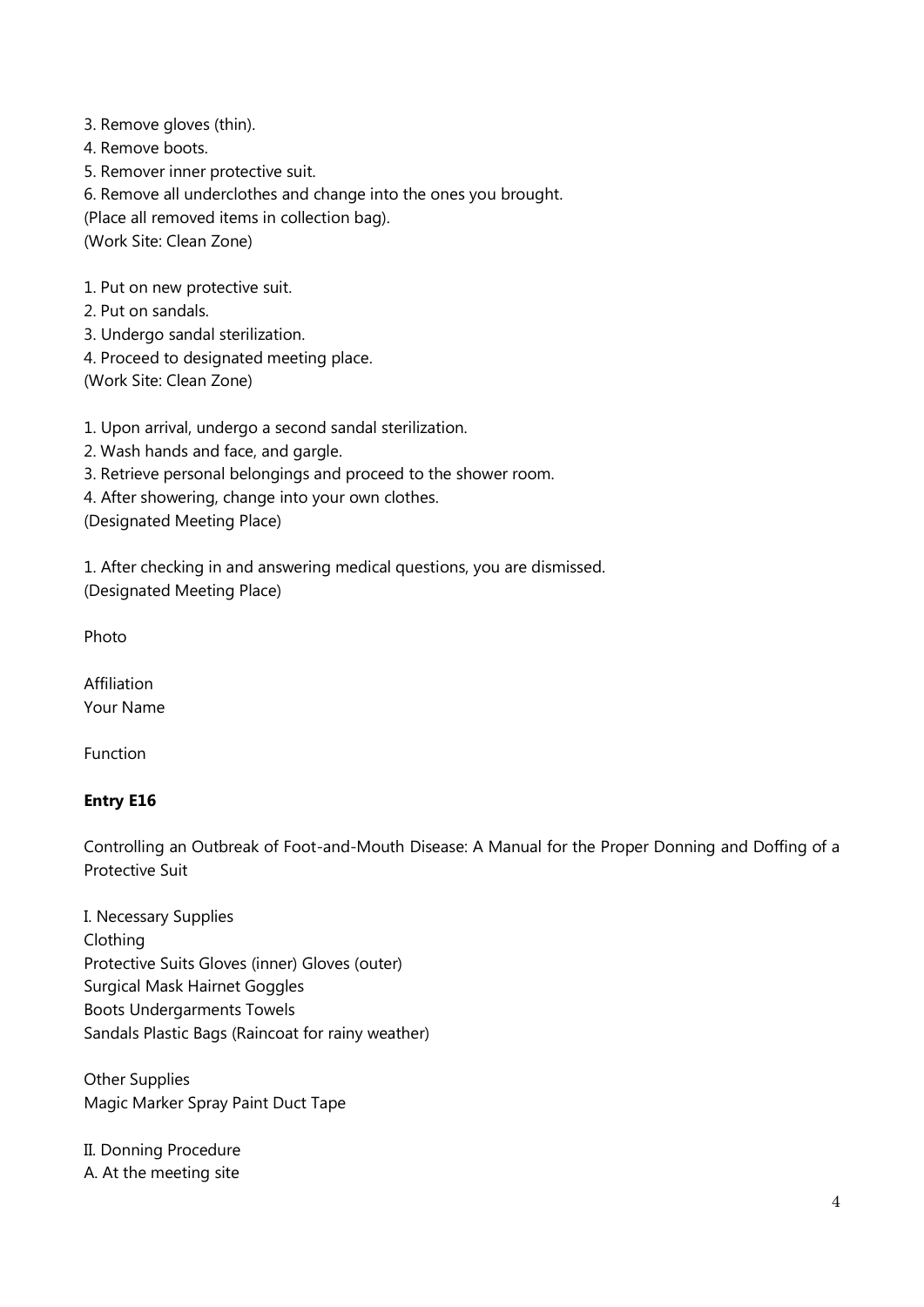3. Remove gloves (thin).
4. Remove boots.
5. Remover inner protective suit.
6. Remove all underclothes and change into the ones you brought.
(Place all removed items in collection bag).
(Work Site: Clean Zone)

1. Put on new protective suit.
2. Put on sandals.
3. Undergo sandal sterilization.
4. Proceed to designated meeting place.
(Work Site: Clean Zone)

1. Upon arrival, undergo a second sandal sterilization.
2. Wash hands and face, and gargle.
3. Retrieve personal belongings and proceed to the shower room.
4. After showering, change into your own clothes.
(Designated Meeting Place)

1. After checking in and answering medical questions, you are dismissed.
(Designated Meeting Place)

Photo

Affiliation
Your Name

Function

**Entry E16**

Controlling an Outbreak of Foot-and-Mouth Disease: A Manual for the Proper Donning and Doffing of a Protective Suit

I. Necessary Supplies
Clothing
Protective Suits Gloves (inner) Gloves (outer)
Surgical Mask Hairnet Goggles
Boots Undergarments Towels
Sandals Plastic Bags (Raincoat for rainy weather)

Other Supplies
Magic Marker Spray Paint Duct Tape

II. Donning Procedure
A. At the meeting site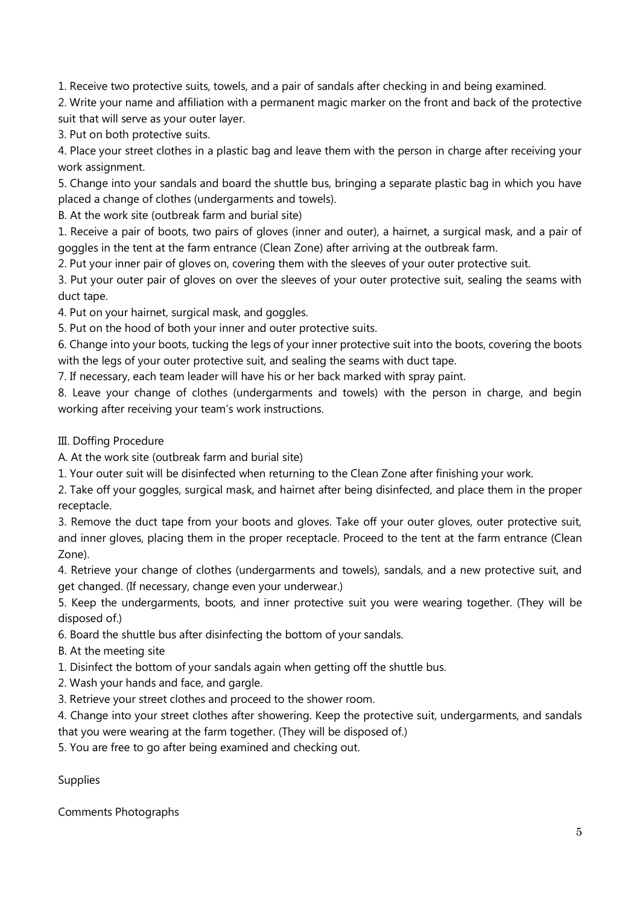1. Receive two protective suits, towels, and a pair of sandals after checking in and being examined.
2. Write your name and affiliation with a permanent magic marker on the front and back of the protective suit that will serve as your outer layer.
3. Put on both protective suits.
4. Place your street clothes in a plastic bag and leave them with the person in charge after receiving your work assignment.
5. Change into your sandals and board the shuttle bus, bringing a separate plastic bag in which you have placed a change of clothes (undergarments and towels).

B. At the work site (outbreak farm and burial site)

1. Receive a pair of boots, two pairs of gloves (inner and outer), a hairnet, a surgical mask, and a pair of goggles in the tent at the farm entrance (Clean Zone) after arriving at the outbreak farm.
2. Put your inner pair of gloves on, covering them with the sleeves of your outer protective suit.
3. Put your outer pair of gloves on over the sleeves of your outer protective suit, sealing the seams with duct tape.
4. Put on your hairnet, surgical mask, and goggles.
5. Put on the hood of both your inner and outer protective suits.
6. Change into your boots, tucking the legs of your inner protective suit into the boots, covering the boots with the legs of your outer protective suit, and sealing the seams with duct tape.
7. If necessary, each team leader will have his or her back marked with spray paint.
8. Leave your change of clothes (undergarments and towels) with the person in charge, and begin working after receiving your team's work instructions.

## Ⅲ. Doffing Procedure

A. At the work site (outbreak farm and burial site)

1. Your outer suit will be disinfected when returning to the Clean Zone after finishing your work.
2. Take off your goggles, surgical mask, and hairnet after being disinfected, and place them in the proper receptacle.
3. Remove the duct tape from your boots and gloves. Take off your outer gloves, outer protective suit, and inner gloves, placing them in the proper receptacle. Proceed to the tent at the farm entrance (Clean Zone).
4. Retrieve your change of clothes (undergarments and towels), sandals, and a new protective suit, and get changed. (If necessary, change even your underwear.)
5. Keep the undergarments, boots, and inner protective suit you were wearing together. (They will be disposed of.)
6. Board the shuttle bus after disinfecting the bottom of your sandals.

B. At the meeting site

1. Disinfect the bottom of your sandals again when getting off the shuttle bus.
2. Wash your hands and face, and gargle.
3. Retrieve your street clothes and proceed to the shower room.
4. Change into your street clothes after showering. Keep the protective suit, undergarments, and sandals that you were wearing at the farm together. (They will be disposed of.)
5. You are free to go after being examined and checking out.

Supplies

Comments Photographs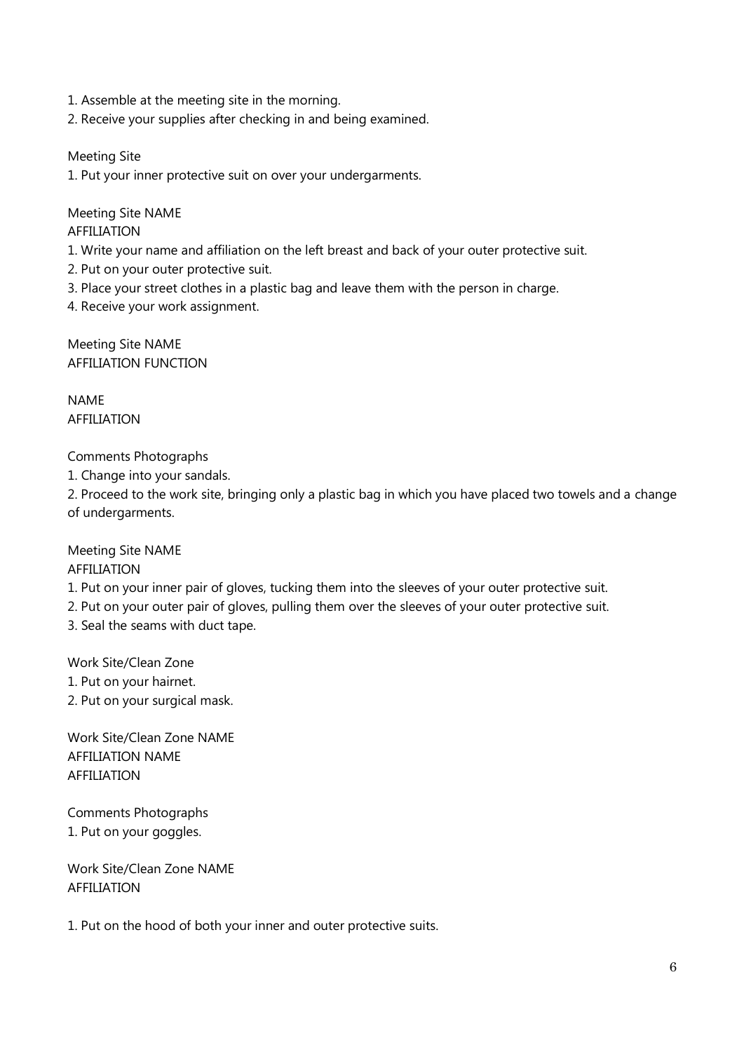1. Assemble at the meeting site in the morning.
2. Receive your supplies after checking in and being examined.

Meeting Site

1. Put your inner protective suit on over your undergarments.

Meeting Site NAME
AFFILIATION

1. Write your name and affiliation on the left breast and back of your outer protective suit.
2. Put on your outer protective suit.
3. Place your street clothes in a plastic bag and leave them with the person in charge.
4. Receive your work assignment.

Meeting Site NAME
AFFILIATION FUNCTION

NAME
AFFILIATION

Comments Photographs

1. Change into your sandals.
2. Proceed to the work site, bringing only a plastic bag in which you have placed two towels and a change of undergarments.

Meeting Site NAME
AFFILIATION

1. Put on your inner pair of gloves, tucking them into the sleeves of your outer protective suit.
2. Put on your outer pair of gloves, pulling them over the sleeves of your outer protective suit.
3. Seal the seams with duct tape.

Work Site/Clean Zone

1. Put on your hairnet.
2. Put on your surgical mask.

Work Site/Clean Zone NAME
AFFILIATION NAME
AFFILIATION

Comments Photographs

1. Put on your goggles.

Work Site/Clean Zone NAME
AFFILIATION

1. Put on the hood of both your inner and outer protective suits.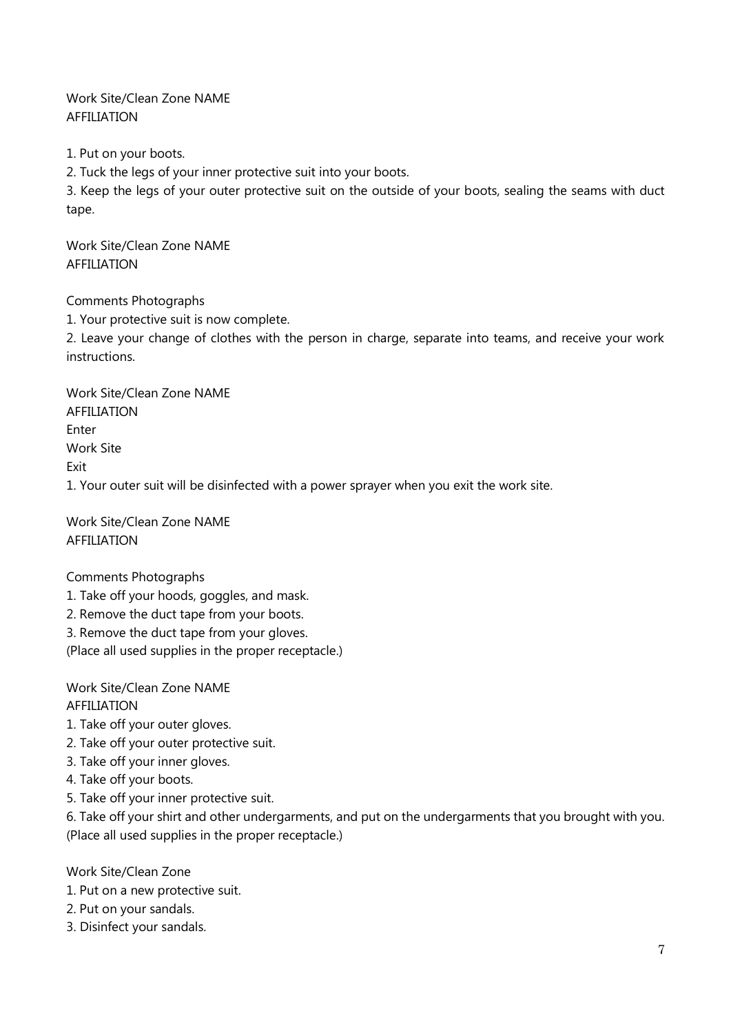Work Site/Clean Zone NAME
AFFILIATION

1. Put on your boots.
2. Tuck the legs of your inner protective suit into your boots.
3. Keep the legs of your outer protective suit on the outside of your boots, sealing the seams with duct tape.

Work Site/Clean Zone NAME
AFFILIATION

Comments Photographs

1. Your protective suit is now complete.
2. Leave your change of clothes with the person in charge, separate into teams, and receive your work instructions.

Work Site/Clean Zone NAME
AFFILIATION
Enter
Work Site
Exit

1. Your outer suit will be disinfected with a power sprayer when you exit the work site.

Work Site/Clean Zone NAME
AFFILIATION

Comments Photographs

1. Take off your hoods, goggles, and mask.
2. Remove the duct tape from your boots.
3. Remove the duct tape from your gloves.

(Place all used supplies in the proper receptacle.)

Work Site/Clean Zone NAME
AFFILIATION

1. Take off your outer gloves.
2. Take off your outer protective suit.
3. Take off your inner gloves.
4. Take off your boots.
5. Take off your inner protective suit.
6. Take off your shirt and other undergarments, and put on the undergarments that you brought with you.

(Place all used supplies in the proper receptacle.)

Work Site/Clean Zone

1. Put on a new protective suit.
2. Put on your sandals.
3. Disinfect your sandals.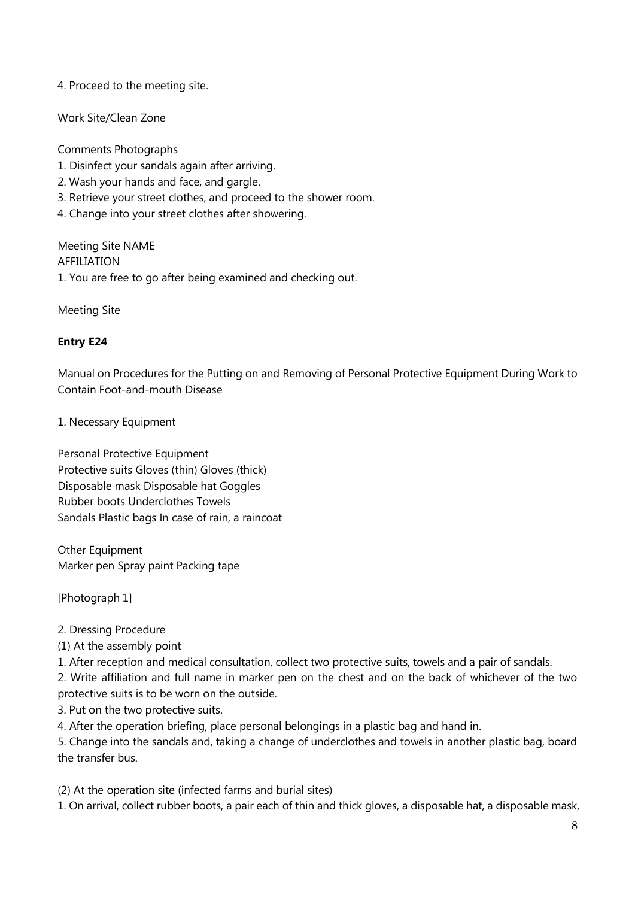4. Proceed to the meeting site.

Work Site/Clean Zone

Comments Photographs

1. Disinfect your sandals again after arriving.
2. Wash your hands and face, and gargle.
3. Retrieve your street clothes, and proceed to the shower room.
4. Change into your street clothes after showering.

Meeting Site NAME
AFFILIATION

1. You are free to go after being examined and checking out.

Meeting Site

**Entry E24**

Manual on Procedures for the Putting on and Removing of Personal Protective Equipment During Work to Contain Foot-and-mouth Disease

1. Necessary Equipment

Personal Protective Equipment
Protective suits Gloves (thin) Gloves (thick)
Disposable mask Disposable hat Goggles
Rubber boots Underclothes Towels
Sandals Plastic bags In case of rain, a raincoat

Other Equipment
Marker pen Spray paint Packing tape

[Photograph 1]

2. Dressing Procedure

(1) At the assembly point

1. After reception and medical consultation, collect two protective suits, towels and a pair of sandals.
2. Write affiliation and full name in marker pen on the chest and on the back of whichever of the two protective suits is to be worn on the outside.
3. Put on the two protective suits.
4. After the operation briefing, place personal belongings in a plastic bag and hand in.
5. Change into the sandals and, taking a change of underclothes and towels in another plastic bag, board the transfer bus.

(2) At the operation site (infected farms and burial sites)

1. On arrival, collect rubber boots, a pair each of thin and thick gloves, a disposable hat, a disposable mask,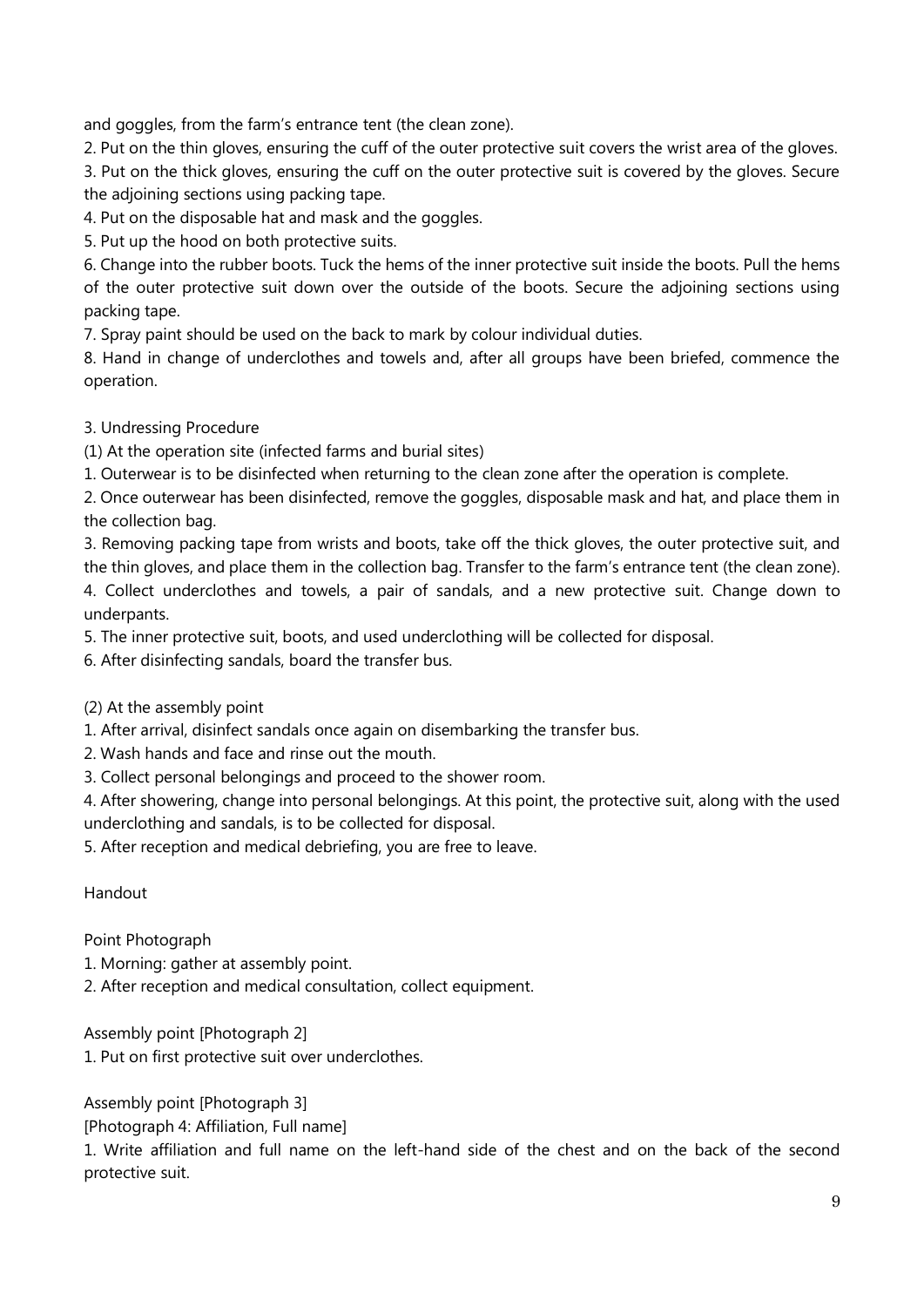and goggles, from the farm's entrance tent (the clean zone).

2. Put on the thin gloves, ensuring the cuff of the outer protective suit covers the wrist area of the gloves.
3. Put on the thick gloves, ensuring the cuff on the outer protective suit is covered by the gloves. Secure the adjoining sections using packing tape.
4. Put on the disposable hat and mask and the goggles.
5. Put up the hood on both protective suits.
6. Change into the rubber boots. Tuck the hems of the inner protective suit inside the boots. Pull the hems of the outer protective suit down over the outside of the boots. Secure the adjoining sections using packing tape.
7. Spray paint should be used on the back to mark by colour individual duties.
8. Hand in change of underclothes and towels and, after all groups have been briefed, commence the operation.

3. Undressing Procedure

(1) At the operation site (infected farms and burial sites)

1. Outerwear is to be disinfected when returning to the clean zone after the operation is complete.
2. Once outerwear has been disinfected, remove the goggles, disposable mask and hat, and place them in the collection bag.
3. Removing packing tape from wrists and boots, take off the thick gloves, the outer protective suit, and the thin gloves, and place them in the collection bag. Transfer to the farm's entrance tent (the clean zone).
4. Collect underclothes and towels, a pair of sandals, and a new protective suit. Change down to underpants.
5. The inner protective suit, boots, and used underclothing will be collected for disposal.
6. After disinfecting sandals, board the transfer bus.

(2) At the assembly point

1. After arrival, disinfect sandals once again on disembarking the transfer bus.
2. Wash hands and face and rinse out the mouth.
3. Collect personal belongings and proceed to the shower room.
4. After showering, change into personal belongings. At this point, the protective suit, along with the used underclothing and sandals, is to be collected for disposal.
5. After reception and medical debriefing, you are free to leave.

Handout

Point Photograph

1. Morning: gather at assembly point.
2. After reception and medical consultation, collect equipment.

Assembly point [Photograph 2]

1. Put on first protective suit over underclothes.

Assembly point [Photograph 3]

[Photograph 4: Affiliation, Full name]

1. Write affiliation and full name on the left-hand side of the chest and on the back of the second protective suit.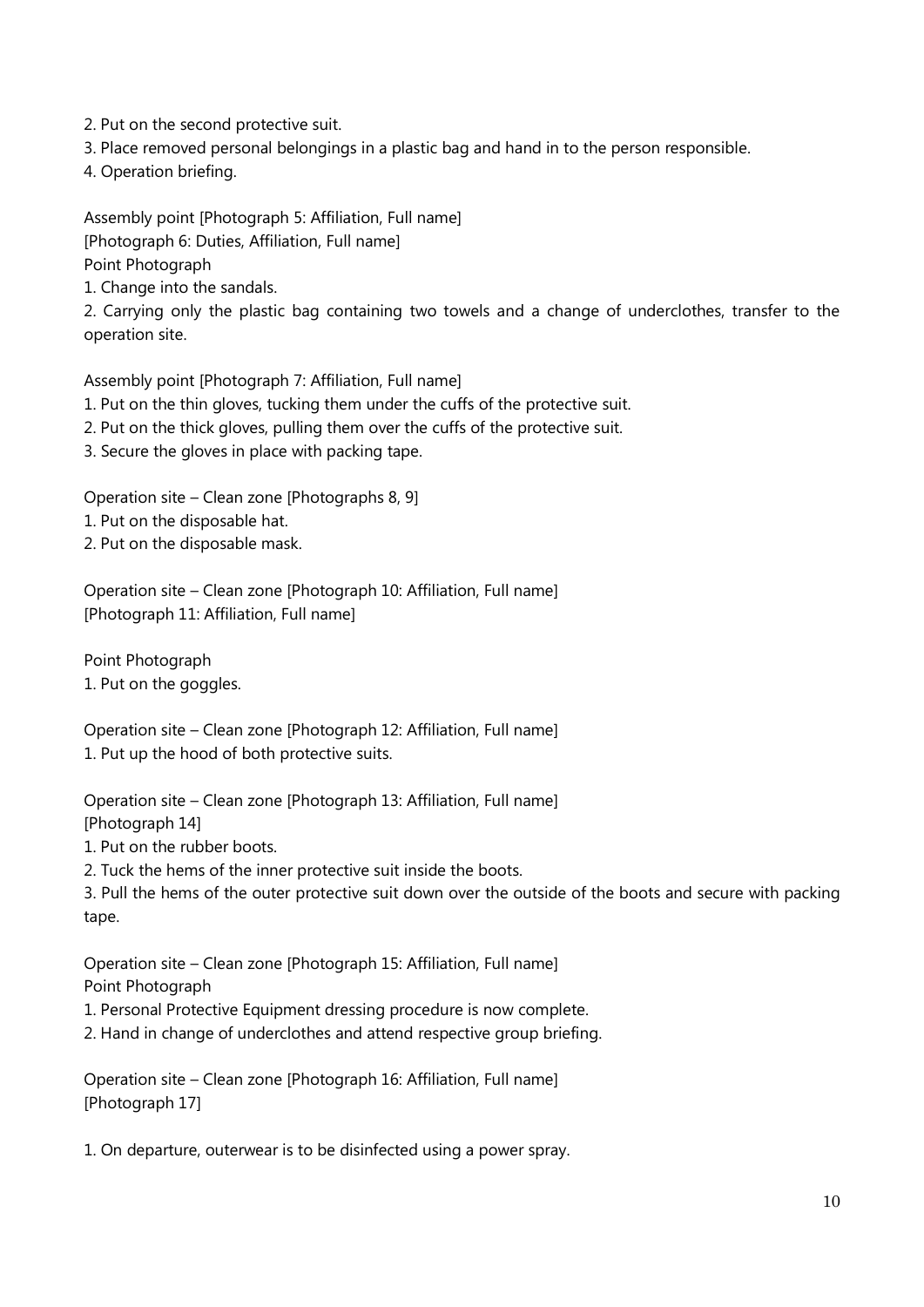2. Put on the second protective suit.
3. Place removed personal belongings in a plastic bag and hand in to the person responsible.
4. Operation briefing.

Assembly point [Photograph 5: Affiliation, Full name]
[Photograph 6: Duties, Affiliation, Full name]
Point Photograph
1. Change into the sandals.
2. Carrying only the plastic bag containing two towels and a change of underclothes, transfer to the operation site.

Assembly point [Photograph 7: Affiliation, Full name]
1. Put on the thin gloves, tucking them under the cuffs of the protective suit.
2. Put on the thick gloves, pulling them over the cuffs of the protective suit.
3. Secure the gloves in place with packing tape.

Operation site – Clean zone [Photographs 8, 9]
1. Put on the disposable hat.
2. Put on the disposable mask.

Operation site – Clean zone [Photograph 10: Affiliation, Full name]
[Photograph 11: Affiliation, Full name]

Point Photograph
1. Put on the goggles.

Operation site – Clean zone [Photograph 12: Affiliation, Full name]
1. Put up the hood of both protective suits.

Operation site – Clean zone [Photograph 13: Affiliation, Full name]
[Photograph 14]
1. Put on the rubber boots.
2. Tuck the hems of the inner protective suit inside the boots.
3. Pull the hems of the outer protective suit down over the outside of the boots and secure with packing tape.

Operation site – Clean zone [Photograph 15: Affiliation, Full name]
Point Photograph
1. Personal Protective Equipment dressing procedure is now complete.
2. Hand in change of underclothes and attend respective group briefing.

Operation site – Clean zone [Photograph 16: Affiliation, Full name]
[Photograph 17]

1. On departure, outerwear is to be disinfected using a power spray.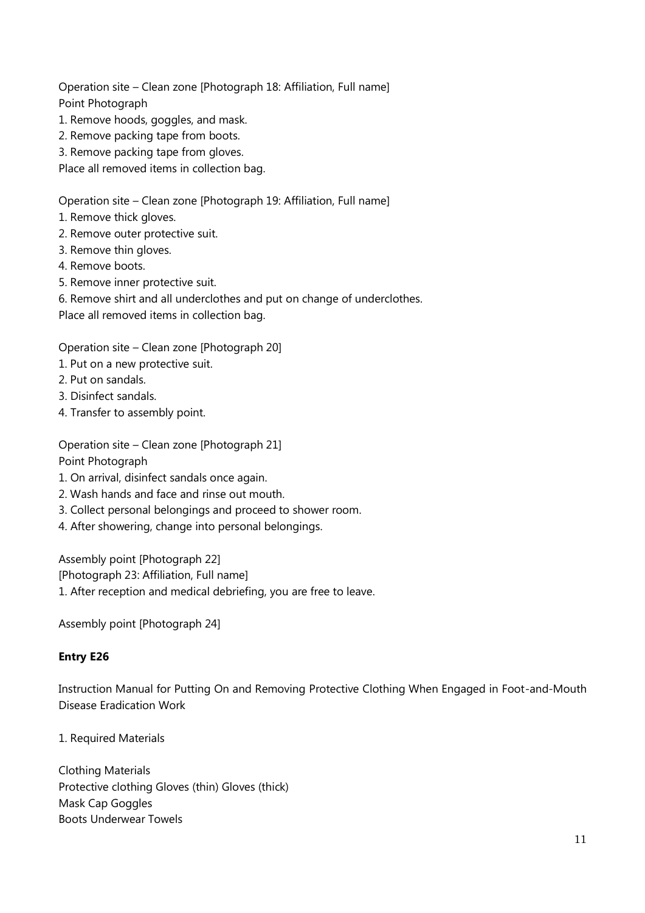Operation site – Clean zone [Photograph 18: Affiliation, Full name]
Point Photograph

1. Remove hoods, goggles, and mask.
2. Remove packing tape from boots.
3. Remove packing tape from gloves.

Place all removed items in collection bag.

Operation site – Clean zone [Photograph 19: Affiliation, Full name]

1. Remove thick gloves.
2. Remove outer protective suit.
3. Remove thin gloves.
4. Remove boots.
5. Remove inner protective suit.
6. Remove shirt and all underclothes and put on change of underclothes.

Place all removed items in collection bag.

Operation site – Clean zone [Photograph 20]

1. Put on a new protective suit.
2. Put on sandals.
3. Disinfect sandals.
4. Transfer to assembly point.

Operation site – Clean zone [Photograph 21]
Point Photograph

1. On arrival, disinfect sandals once again.
2. Wash hands and face and rinse out mouth.
3. Collect personal belongings and proceed to shower room.
4. After showering, change into personal belongings.

Assembly point [Photograph 22]
[Photograph 23: Affiliation, Full name]

1. After reception and medical debriefing, you are free to leave.

Assembly point [Photograph 24]

**Entry E26**

Instruction Manual for Putting On and Removing Protective Clothing When Engaged in Foot-and-Mouth Disease Eradication Work

1. Required Materials

Clothing Materials
Protective clothing Gloves (thin) Gloves (thick)
Mask Cap Goggles
Boots Underwear Towels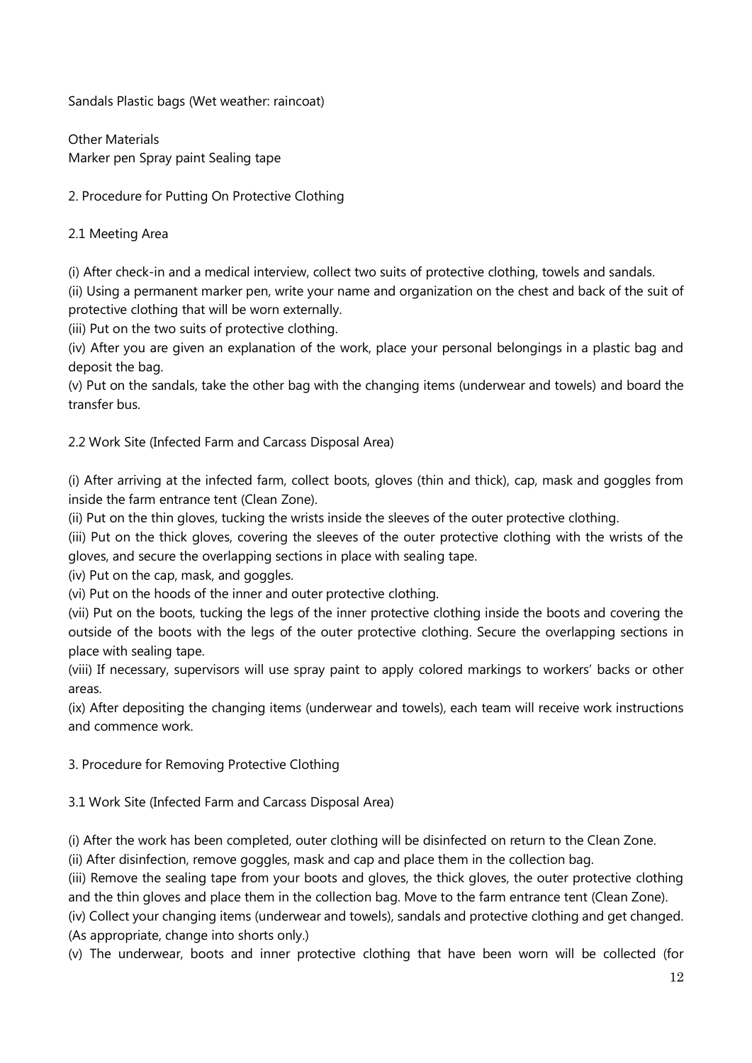Sandals Plastic bags (Wet weather: raincoat)

Other Materials
Marker pen Spray paint Sealing tape

## 2. Procedure for Putting On Protective Clothing

### 2.1 Meeting Area

(i) After check-in and a medical interview, collect two suits of protective clothing, towels and sandals.
(ii) Using a permanent marker pen, write your name and organization on the chest and back of the suit of protective clothing that will be worn externally.
(iii) Put on the two suits of protective clothing.
(iv) After you are given an explanation of the work, place your personal belongings in a plastic bag and deposit the bag.
(v) Put on the sandals, take the other bag with the changing items (underwear and towels) and board the transfer bus.

### 2.2 Work Site (Infected Farm and Carcass Disposal Area)

(i) After arriving at the infected farm, collect boots, gloves (thin and thick), cap, mask and goggles from inside the farm entrance tent (Clean Zone).
(ii) Put on the thin gloves, tucking the wrists inside the sleeves of the outer protective clothing.
(iii) Put on the thick gloves, covering the sleeves of the outer protective clothing with the wrists of the gloves, and secure the overlapping sections in place with sealing tape.
(iv) Put on the cap, mask, and goggles.
(vi) Put on the hoods of the inner and outer protective clothing.
(vii) Put on the boots, tucking the legs of the inner protective clothing inside the boots and covering the outside of the boots with the legs of the outer protective clothing. Secure the overlapping sections in place with sealing tape.
(viii) If necessary, supervisors will use spray paint to apply colored markings to workers' backs or other areas.
(ix) After depositing the changing items (underwear and towels), each team will receive work instructions and commence work.

## 3. Procedure for Removing Protective Clothing

### 3.1 Work Site (Infected Farm and Carcass Disposal Area)

(i) After the work has been completed, outer clothing will be disinfected on return to the Clean Zone.
(ii) After disinfection, remove goggles, mask and cap and place them in the collection bag.
(iii) Remove the sealing tape from your boots and gloves, the thick gloves, the outer protective clothing and the thin gloves and place them in the collection bag. Move to the farm entrance tent (Clean Zone).
(iv) Collect your changing items (underwear and towels), sandals and protective clothing and get changed. (As appropriate, change into shorts only.)
(v) The underwear, boots and inner protective clothing that have been worn will be collected (for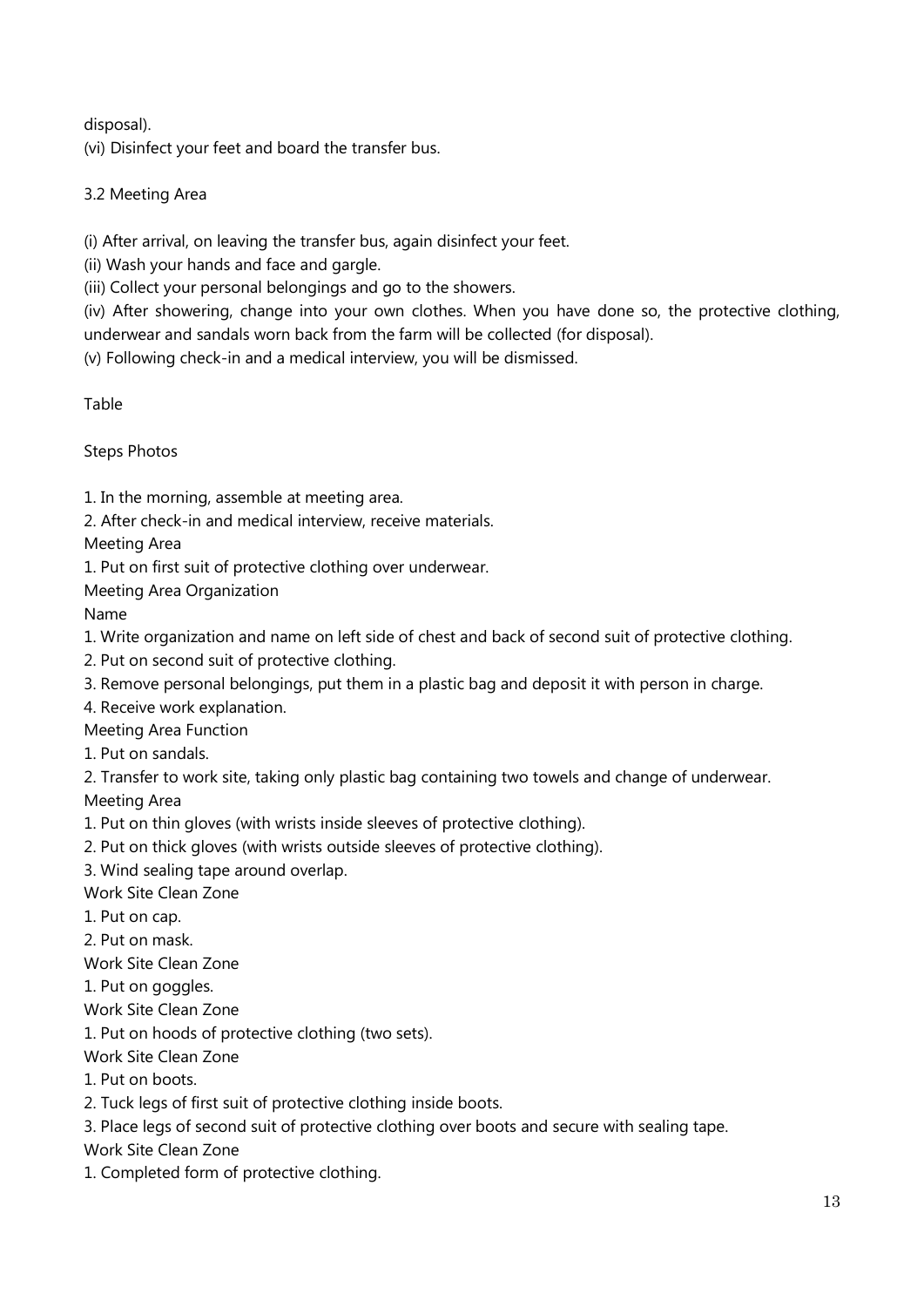disposal).

(vi) Disinfect your feet and board the transfer bus.

3.2 Meeting Area

(i) After arrival, on leaving the transfer bus, again disinfect your feet.

(ii) Wash your hands and face and gargle.

(iii) Collect your personal belongings and go to the showers.

(iv) After showering, change into your own clothes. When you have done so, the protective clothing, underwear and sandals worn back from the farm will be collected (for disposal).

(v) Following check-in and a medical interview, you will be dismissed.

Table

Steps Photos

1. In the morning, assemble at meeting area.
2. After check-in and medical interview, receive materials.

Meeting Area

1. Put on first suit of protective clothing over underwear.

Meeting Area Organization

Name

1. Write organization and name on left side of chest and back of second suit of protective clothing.
2. Put on second suit of protective clothing.
3. Remove personal belongings, put them in a plastic bag and deposit it with person in charge.
4. Receive work explanation.

Meeting Area Function

1. Put on sandals.
2. Transfer to work site, taking only plastic bag containing two towels and change of underwear.

Meeting Area

1. Put on thin gloves (with wrists inside sleeves of protective clothing).
2. Put on thick gloves (with wrists outside sleeves of protective clothing).
3. Wind sealing tape around overlap.

Work Site Clean Zone

1. Put on cap.
2. Put on mask.

Work Site Clean Zone

1. Put on goggles.

Work Site Clean Zone

1. Put on hoods of protective clothing (two sets).

Work Site Clean Zone

1. Put on boots.
2. Tuck legs of first suit of protective clothing inside boots.
3. Place legs of second suit of protective clothing over boots and secure with sealing tape.

Work Site Clean Zone

1. Completed form of protective clothing.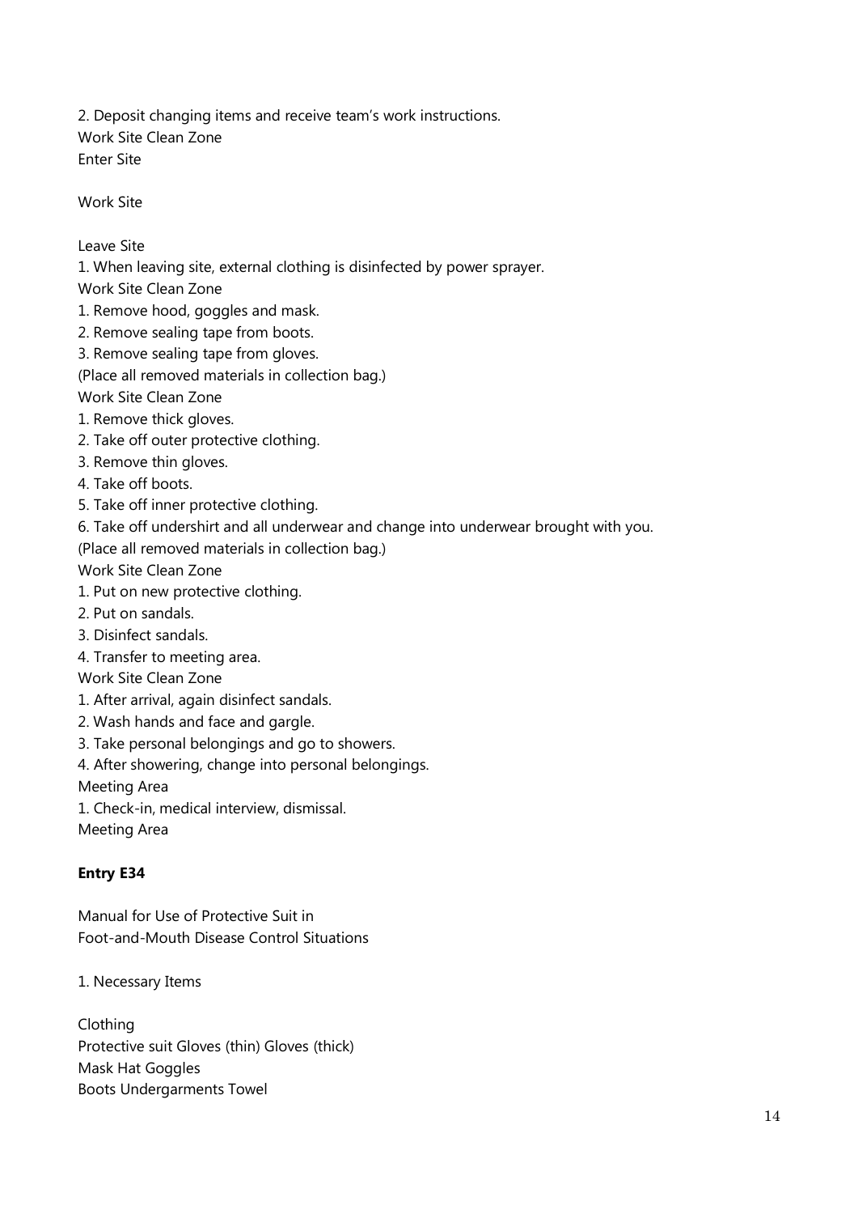2. Deposit changing items and receive team's work instructions.
Work Site Clean Zone
Enter Site

Work Site

Leave Site
1. When leaving site, external clothing is disinfected by power sprayer.
Work Site Clean Zone
1. Remove hood, goggles and mask.
2. Remove sealing tape from boots.
3. Remove sealing tape from gloves.
(Place all removed materials in collection bag.)
Work Site Clean Zone
1. Remove thick gloves.
2. Take off outer protective clothing.
3. Remove thin gloves.
4. Take off boots.
5. Take off inner protective clothing.
6. Take off undershirt and all underwear and change into underwear brought with you.
(Place all removed materials in collection bag.)
Work Site Clean Zone
1. Put on new protective clothing.
2. Put on sandals.
3. Disinfect sandals.
4. Transfer to meeting area.
Work Site Clean Zone
1. After arrival, again disinfect sandals.
2. Wash hands and face and gargle.
3. Take personal belongings and go to showers.
4. After showering, change into personal belongings.
Meeting Area
1. Check-in, medical interview, dismissal.
Meeting Area

**Entry E34**

Manual for Use of Protective Suit in
Foot-and-Mouth Disease Control Situations

1. Necessary Items

Clothing
Protective suit Gloves (thin) Gloves (thick)
Mask Hat Goggles
Boots Undergarments Towel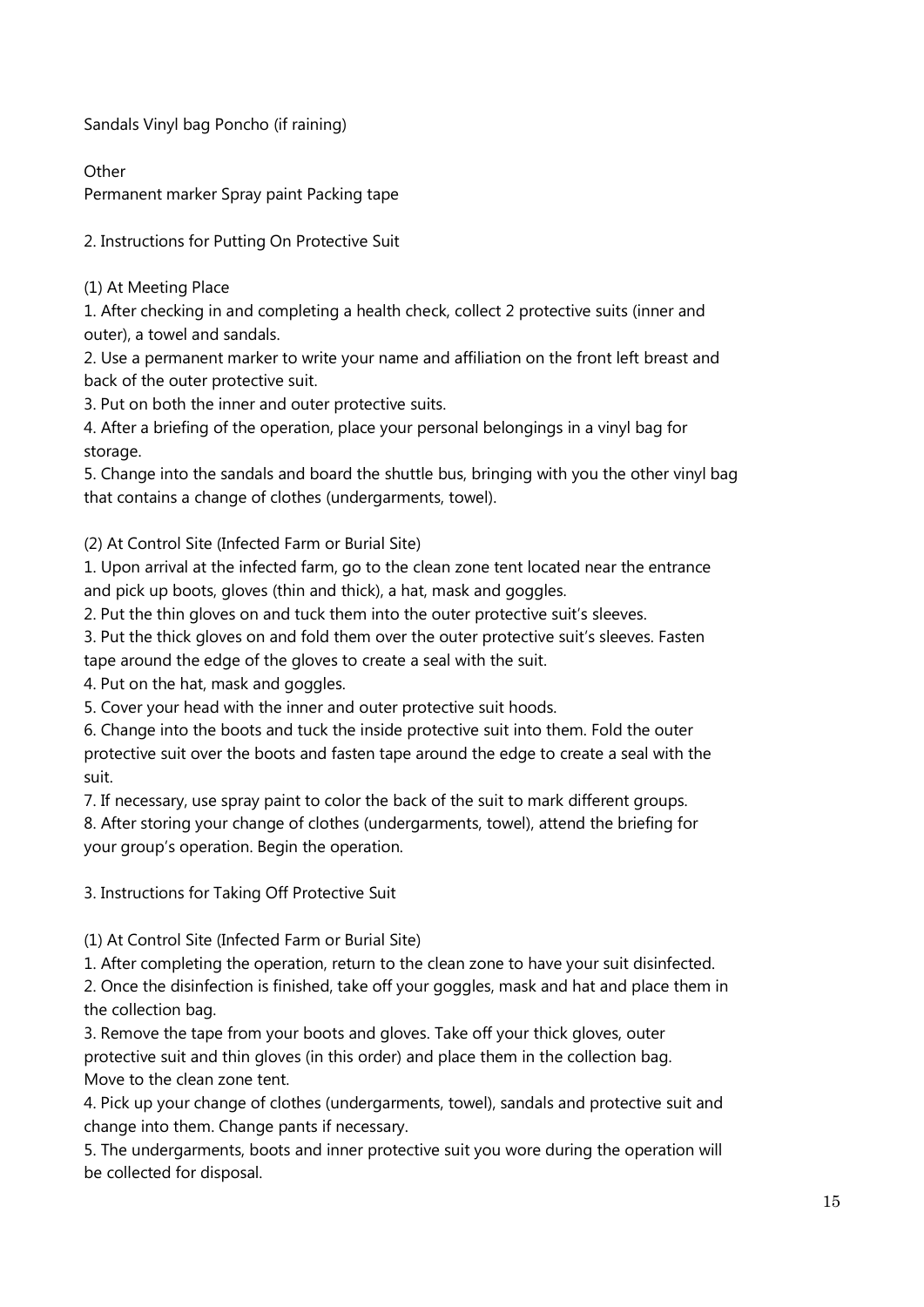Sandals Vinyl bag Poncho (if raining)

Other

Permanent marker Spray paint Packing tape

## 2. Instructions for Putting On Protective Suit

### (1) At Meeting Place

1. After checking in and completing a health check, collect 2 protective suits (inner and outer), a towel and sandals.
2. Use a permanent marker to write your name and affiliation on the front left breast and back of the outer protective suit.
3. Put on both the inner and outer protective suits.
4. After a briefing of the operation, place your personal belongings in a vinyl bag for storage.
5. Change into the sandals and board the shuttle bus, bringing with you the other vinyl bag that contains a change of clothes (undergarments, towel).

### (2) At Control Site (Infected Farm or Burial Site)

1. Upon arrival at the infected farm, go to the clean zone tent located near the entrance and pick up boots, gloves (thin and thick), a hat, mask and goggles.
2. Put the thin gloves on and tuck them into the outer protective suit's sleeves.
3. Put the thick gloves on and fold them over the outer protective suit's sleeves. Fasten tape around the edge of the gloves to create a seal with the suit.
4. Put on the hat, mask and goggles.
5. Cover your head with the inner and outer protective suit hoods.
6. Change into the boots and tuck the inside protective suit into them. Fold the outer protective suit over the boots and fasten tape around the edge to create a seal with the suit.
7. If necessary, use spray paint to color the back of the suit to mark different groups.
8. After storing your change of clothes (undergarments, towel), attend the briefing for your group's operation. Begin the operation.

## 3. Instructions for Taking Off Protective Suit

### (1) At Control Site (Infected Farm or Burial Site)

1. After completing the operation, return to the clean zone to have your suit disinfected.
2. Once the disinfection is finished, take off your goggles, mask and hat and place them in the collection bag.
3. Remove the tape from your boots and gloves. Take off your thick gloves, outer protective suit and thin gloves (in this order) and place them in the collection bag. Move to the clean zone tent.
4. Pick up your change of clothes (undergarments, towel), sandals and protective suit and change into them. Change pants if necessary.
5. The undergarments, boots and inner protective suit you wore during the operation will be collected for disposal.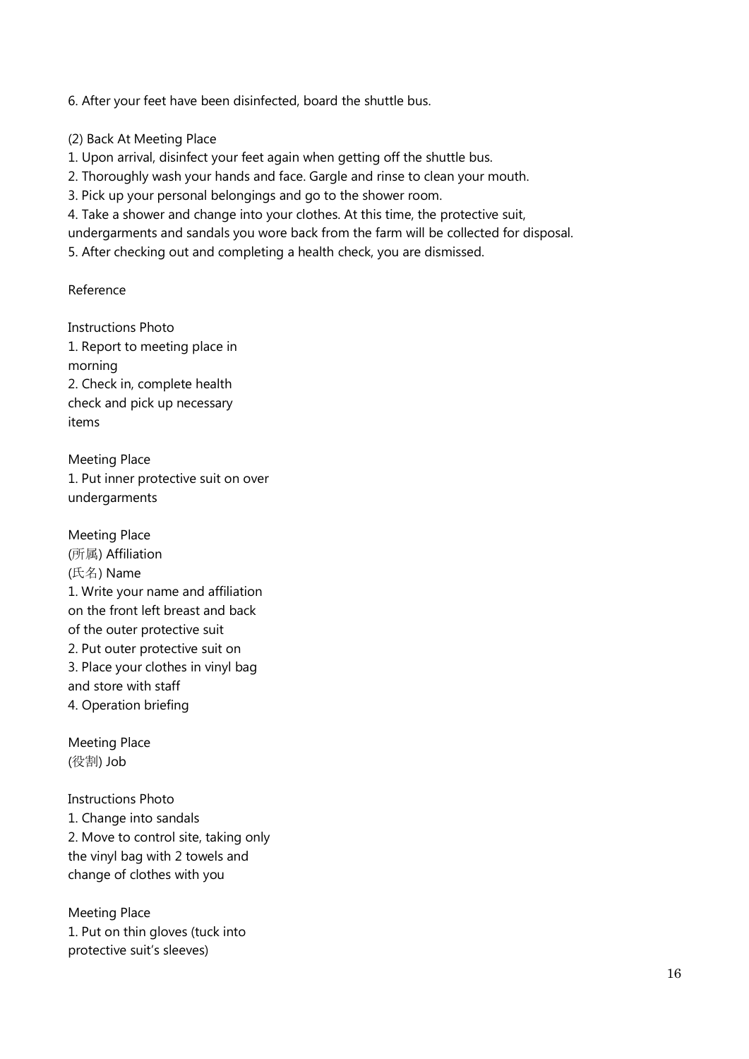6. After your feet have been disinfected, board the shuttle bus.

(2) Back At Meeting Place

1. Upon arrival, disinfect your feet again when getting off the shuttle bus.
2. Thoroughly wash your hands and face. Gargle and rinse to clean your mouth.
3. Pick up your personal belongings and go to the shower room.
4. Take a shower and change into your clothes. At this time, the protective suit, undergarments and sandals you wore back from the farm will be collected for disposal.
5. After checking out and completing a health check, you are dismissed.

Reference

Instructions Photo

1. Report to meeting place in morning
2. Check in, complete health check and pick up necessary items

Meeting Place

1. Put inner protective suit on over undergarments

Meeting Place

(所属) Affiliation

(氏名) Name

1. Write your name and affiliation on the front left breast and back of the outer protective suit
2. Put outer protective suit on
3. Place your clothes in vinyl bag and store with staff
4. Operation briefing

Meeting Place

(役割) Job

Instructions Photo

1. Change into sandals
2. Move to control site, taking only the vinyl bag with 2 towels and change of clothes with you

Meeting Place

1. Put on thin gloves (tuck into protective suit's sleeves)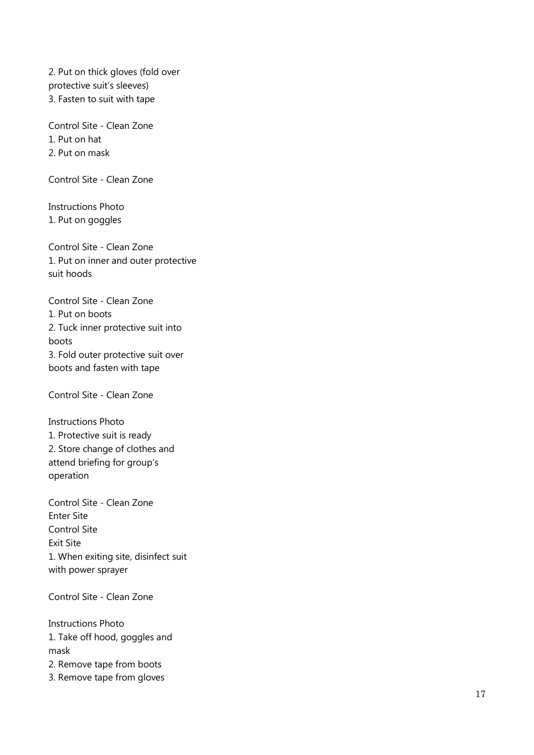2. Put on thick gloves (fold over protective suit's sleeves)
3. Fasten to suit with tape

Control Site - Clean Zone
1. Put on hat
2. Put on mask

Control Site - Clean Zone

Instructions Photo
1. Put on goggles

Control Site - Clean Zone
1. Put on inner and outer protective suit hoods

Control Site - Clean Zone
1. Put on boots
2. Tuck inner protective suit into boots
3. Fold outer protective suit over boots and fasten with tape

Control Site - Clean Zone

Instructions Photo
1. Protective suit is ready
2. Store change of clothes and attend briefing for group's operation

Control Site - Clean Zone
Enter Site
Control Site
Exit Site
1. When exiting site, disinfect suit with power sprayer

Control Site - Clean Zone

Instructions Photo
1. Take off hood, goggles and mask
2. Remove tape from boots
3. Remove tape from gloves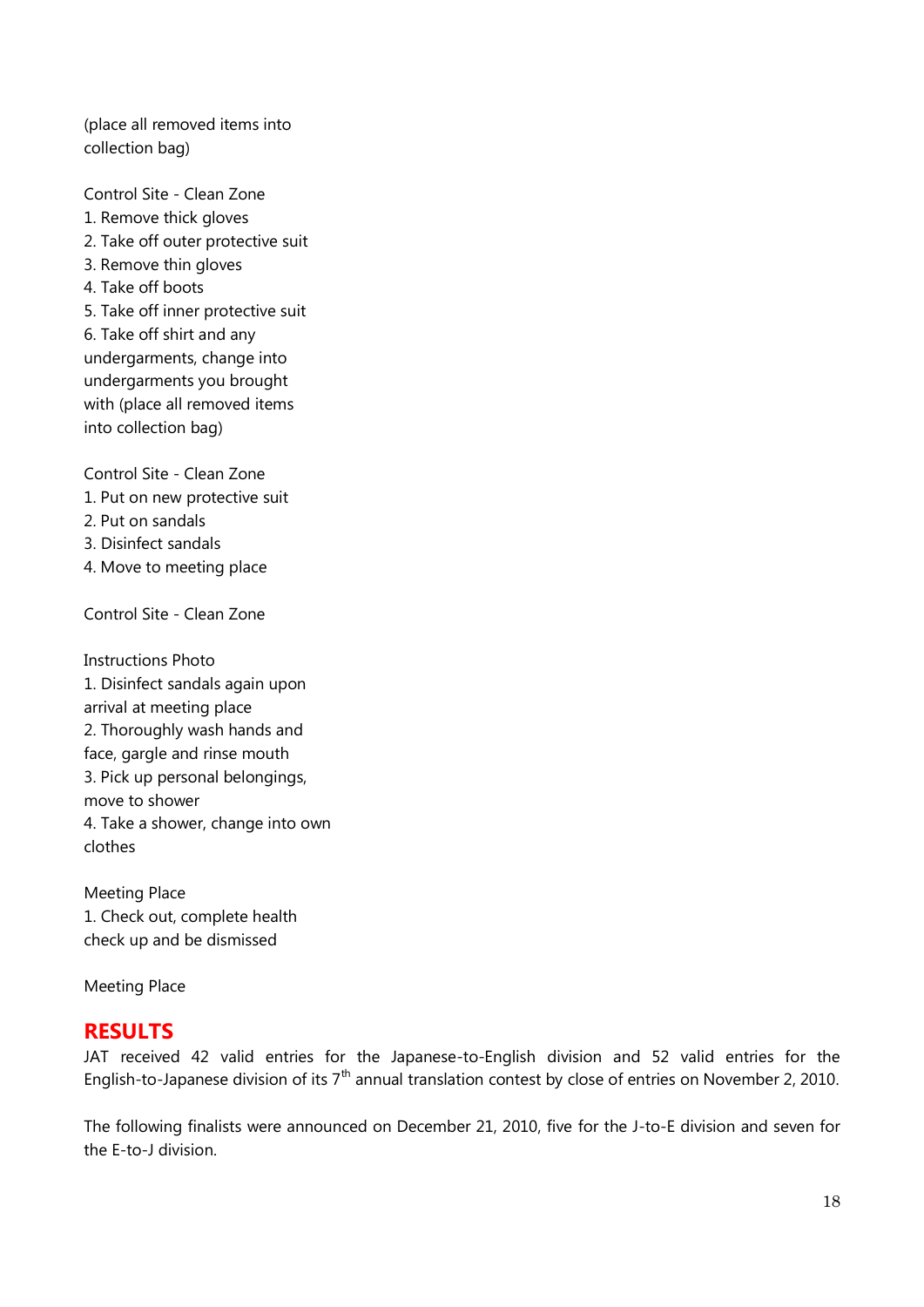(place all removed items into collection bag)

Control Site - Clean Zone

1. Remove thick gloves
2. Take off outer protective suit
3. Remove thin gloves
4. Take off boots
5. Take off inner protective suit
6. Take off shirt and any undergarments, change into undergarments you brought with (place all removed items into collection bag)

Control Site - Clean Zone

1. Put on new protective suit
2. Put on sandals
3. Disinfect sandals
4. Move to meeting place

Control Site - Clean Zone

Instructions Photo

1. Disinfect sandals again upon arrival at meeting place
2. Thoroughly wash hands and face, gargle and rinse mouth
3. Pick up personal belongings, move to shower
4. Take a shower, change into own clothes

Meeting Place

1. Check out, complete health check up and be dismissed

Meeting Place

## RESULTS

JAT received 42 valid entries for the Japanese-to-English division and 52 valid entries for the English-to-Japanese division of its 7th annual translation contest by close of entries on November 2, 2010.

The following finalists were announced on December 21, 2010, five for the J-to-E division and seven for the E-to-J division.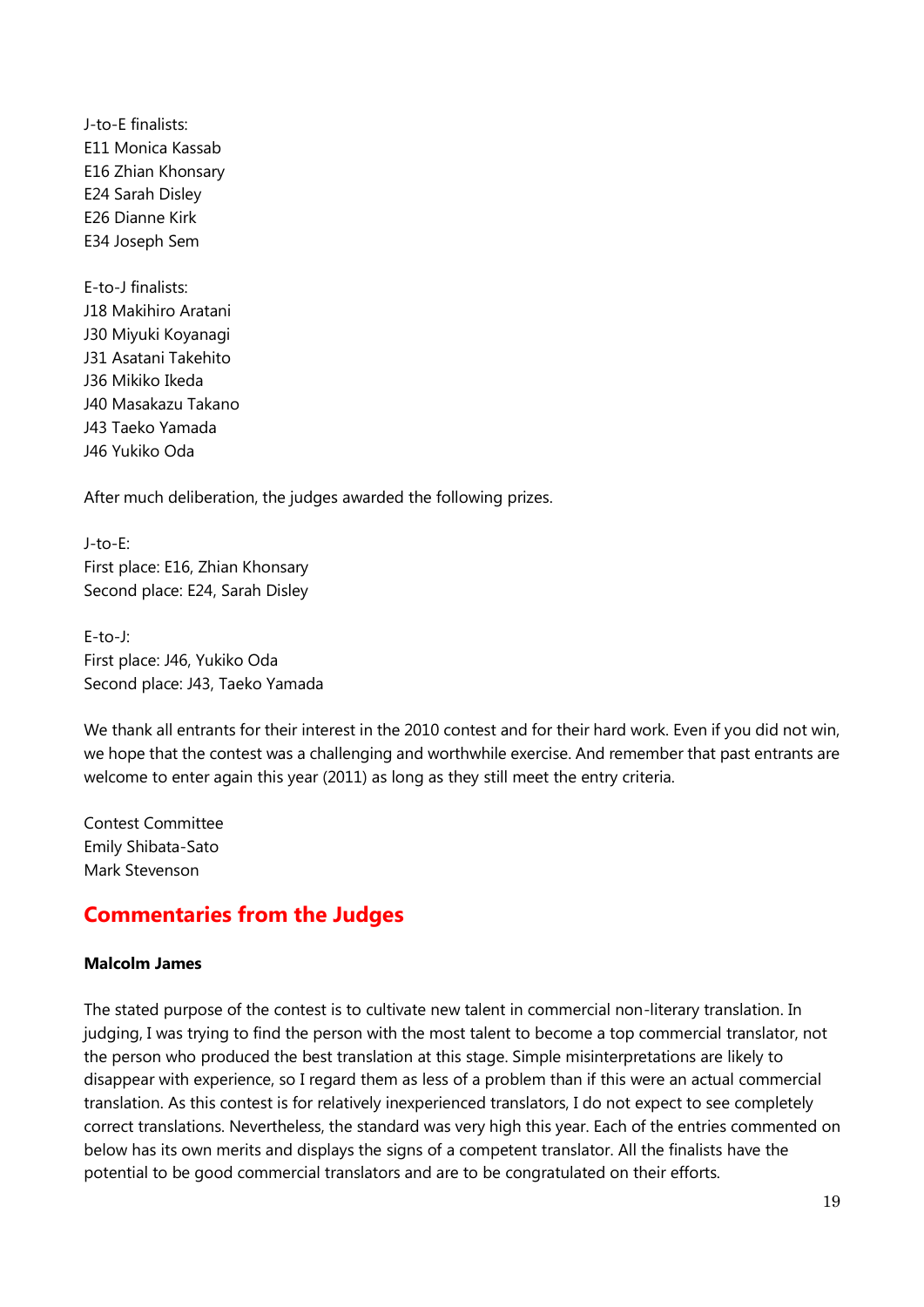J-to-E finalists:
E11 Monica Kassab
E16 Zhian Khonsary
E24 Sarah Disley
E26 Dianne Kirk
E34 Joseph Sem

E-to-J finalists:
J18 Makihiro Aratani
J30 Miyuki Koyanagi
J31 Asatani Takehito
J36 Mikiko Ikeda
J40 Masakazu Takano
J43 Taeko Yamada
J46 Yukiko Oda

After much deliberation, the judges awarded the following prizes.

J-to-E:
First place: E16, Zhian Khonsary
Second place: E24, Sarah Disley

E-to-J:
First place: J46, Yukiko Oda
Second place: J43, Taeko Yamada

We thank all entrants for their interest in the 2010 contest and for their hard work. Even if you did not win, we hope that the contest was a challenging and worthwhile exercise. And remember that past entrants are welcome to enter again this year (2011) as long as they still meet the entry criteria.

Contest Committee
Emily Shibata-Sato
Mark Stevenson

## Commentaries from the Judges

**Malcolm James**

The stated purpose of the contest is to cultivate new talent in commercial non-literary translation. In judging, I was trying to find the person with the most talent to become a top commercial translator, not the person who produced the best translation at this stage. Simple misinterpretations are likely to disappear with experience, so I regard them as less of a problem than if this were an actual commercial translation. As this contest is for relatively inexperienced translators, I do not expect to see completely correct translations. Nevertheless, the standard was very high this year. Each of the entries commented on below has its own merits and displays the signs of a competent translator. All the finalists have the potential to be good commercial translators and are to be congratulated on their efforts.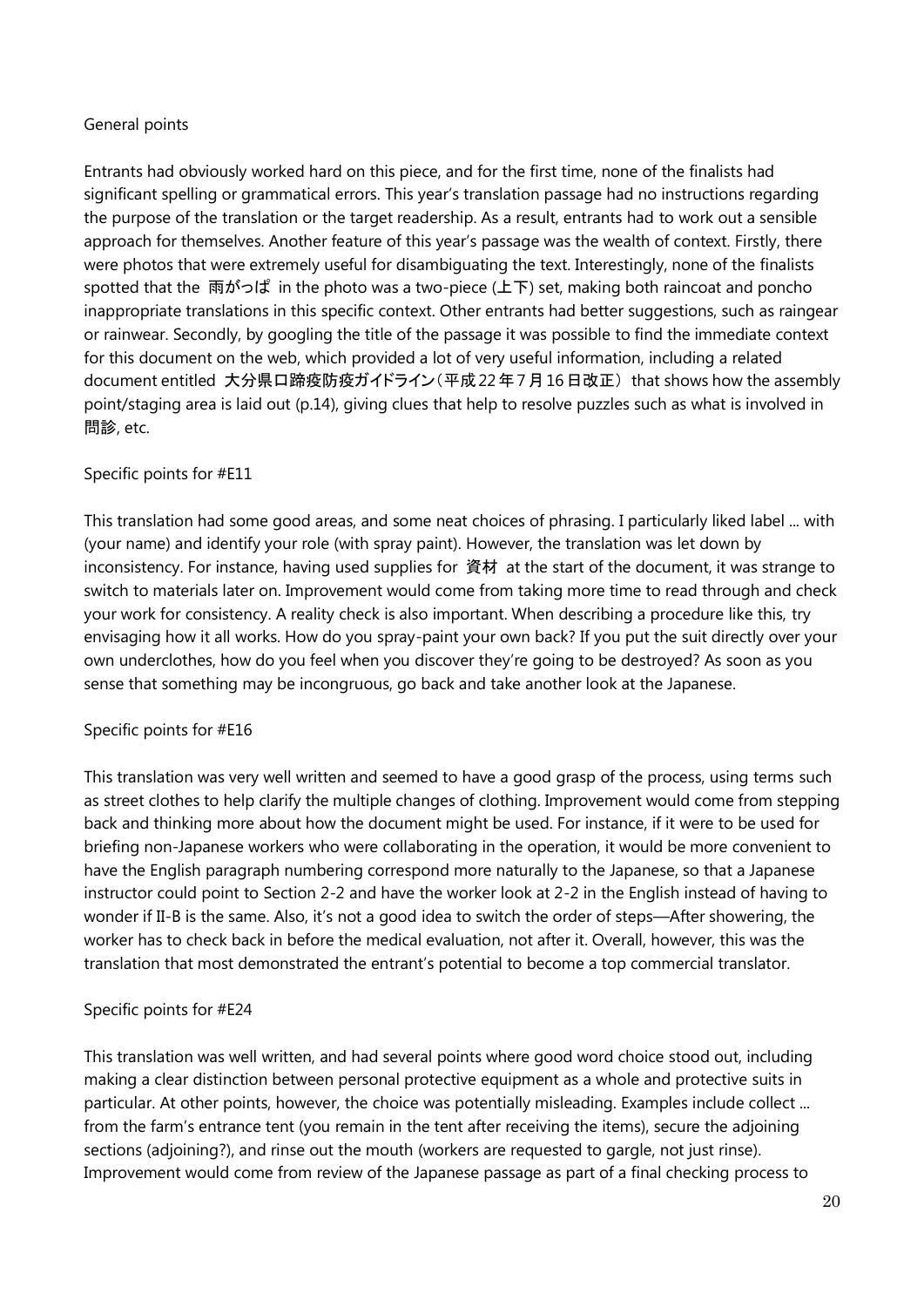General points

Entrants had obviously worked hard on this piece, and for the first time, none of the finalists had significant spelling or grammatical errors. This year's translation passage had no instructions regarding the purpose of the translation or the target readership. As a result, entrants had to work out a sensible approach for themselves. Another feature of this year's passage was the wealth of context. Firstly, there were photos that were extremely useful for disambiguating the text. Interestingly, none of the finalists spotted that the 雨がっぱ in the photo was a two-piece (上下) set, making both raincoat and poncho inappropriate translations in this specific context. Other entrants had better suggestions, such as raingear or rainwear. Secondly, by googling the title of the passage it was possible to find the immediate context for this document on the web, which provided a lot of very useful information, including a related document entitled 大分県口蹄疫防疫ガイドライン（平成22年7月16日改正） that shows how the assembly point/staging area is laid out (p.14), giving clues that help to resolve puzzles such as what is involved in 問診, etc.

Specific points for #E11

This translation had some good areas, and some neat choices of phrasing. I particularly liked label ... with (your name) and identify your role (with spray paint). However, the translation was let down by inconsistency. For instance, having used supplies for 資材 at the start of the document, it was strange to switch to materials later on. Improvement would come from taking more time to read through and check your work for consistency. A reality check is also important. When describing a procedure like this, try envisaging how it all works. How do you spray-paint your own back? If you put the suit directly over your own underclothes, how do you feel when you discover they're going to be destroyed? As soon as you sense that something may be incongruous, go back and take another look at the Japanese.

Specific points for #E16

This translation was very well written and seemed to have a good grasp of the process, using terms such as street clothes to help clarify the multiple changes of clothing. Improvement would come from stepping back and thinking more about how the document might be used. For instance, if it were to be used for briefing non-Japanese workers who were collaborating in the operation, it would be more convenient to have the English paragraph numbering correspond more naturally to the Japanese, so that a Japanese instructor could point to Section 2-2 and have the worker look at 2-2 in the English instead of having to wonder if II-B is the same. Also, it's not a good idea to switch the order of steps—After showering, the worker has to check back in before the medical evaluation, not after it. Overall, however, this was the translation that most demonstrated the entrant's potential to become a top commercial translator.

Specific points for #E24

This translation was well written, and had several points where good word choice stood out, including making a clear distinction between personal protective equipment as a whole and protective suits in particular. At other points, however, the choice was potentially misleading. Examples include collect ... from the farm's entrance tent (you remain in the tent after receiving the items), secure the adjoining sections (adjoining?), and rinse out the mouth (workers are requested to gargle, not just rinse). Improvement would come from review of the Japanese passage as part of a final checking process to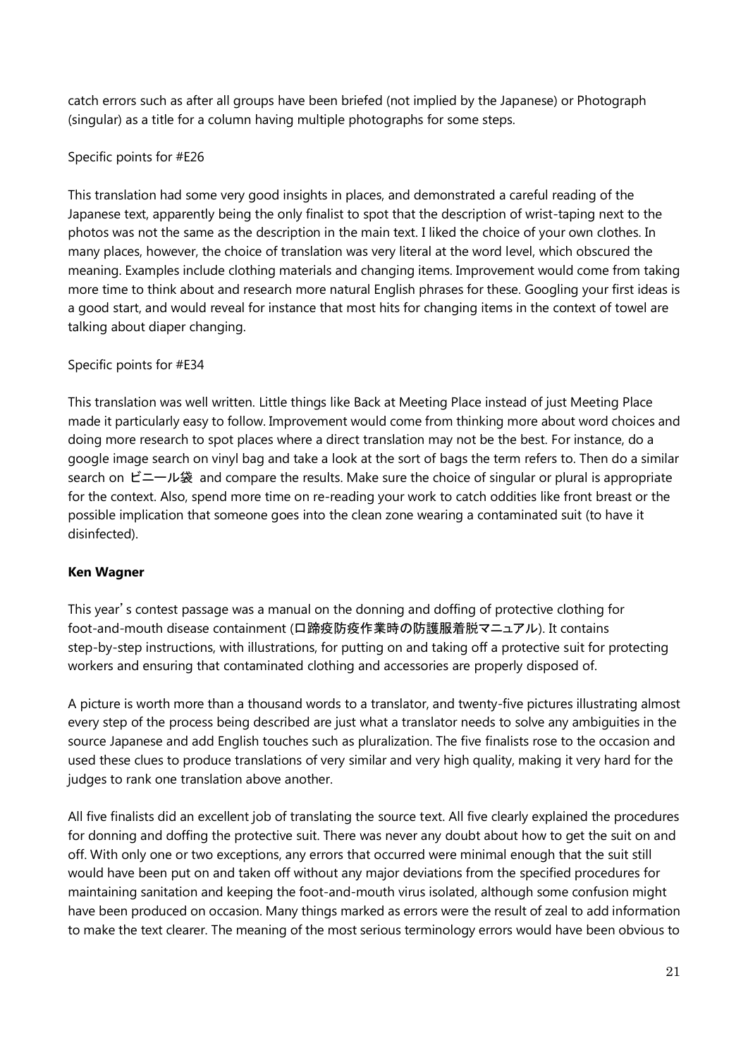catch errors such as after all groups have been briefed (not implied by the Japanese) or Photograph (singular) as a title for a column having multiple photographs for some steps.

Specific points for #E26

This translation had some very good insights in places, and demonstrated a careful reading of the Japanese text, apparently being the only finalist to spot that the description of wrist-taping next to the photos was not the same as the description in the main text. I liked the choice of your own clothes. In many places, however, the choice of translation was very literal at the word level, which obscured the meaning. Examples include clothing materials and changing items. Improvement would come from taking more time to think about and research more natural English phrases for these. Googling your first ideas is a good start, and would reveal for instance that most hits for changing items in the context of towel are talking about diaper changing.

Specific points for #E34

This translation was well written. Little things like Back at Meeting Place instead of just Meeting Place made it particularly easy to follow. Improvement would come from thinking more about word choices and doing more research to spot places where a direct translation may not be the best. For instance, do a google image search on vinyl bag and take a look at the sort of bags the term refers to. Then do a similar search on ビニール袋 and compare the results. Make sure the choice of singular or plural is appropriate for the context. Also, spend more time on re-reading your work to catch oddities like front breast or the possible implication that someone goes into the clean zone wearing a contaminated suit (to have it disinfected).

**Ken Wagner**

This year's contest passage was a manual on the donning and doffing of protective clothing for foot-and-mouth disease containment (口蹄疫防疫作業時の防護服着脱マニュアル). It contains step-by-step instructions, with illustrations, for putting on and taking off a protective suit for protecting workers and ensuring that contaminated clothing and accessories are properly disposed of.

A picture is worth more than a thousand words to a translator, and twenty-five pictures illustrating almost every step of the process being described are just what a translator needs to solve any ambiguities in the source Japanese and add English touches such as pluralization. The five finalists rose to the occasion and used these clues to produce translations of very similar and very high quality, making it very hard for the judges to rank one translation above another.

All five finalists did an excellent job of translating the source text. All five clearly explained the procedures for donning and doffing the protective suit. There was never any doubt about how to get the suit on and off. With only one or two exceptions, any errors that occurred were minimal enough that the suit still would have been put on and taken off without any major deviations from the specified procedures for maintaining sanitation and keeping the foot-and-mouth virus isolated, although some confusion might have been produced on occasion. Many things marked as errors were the result of zeal to add information to make the text clearer. The meaning of the most serious terminology errors would have been obvious to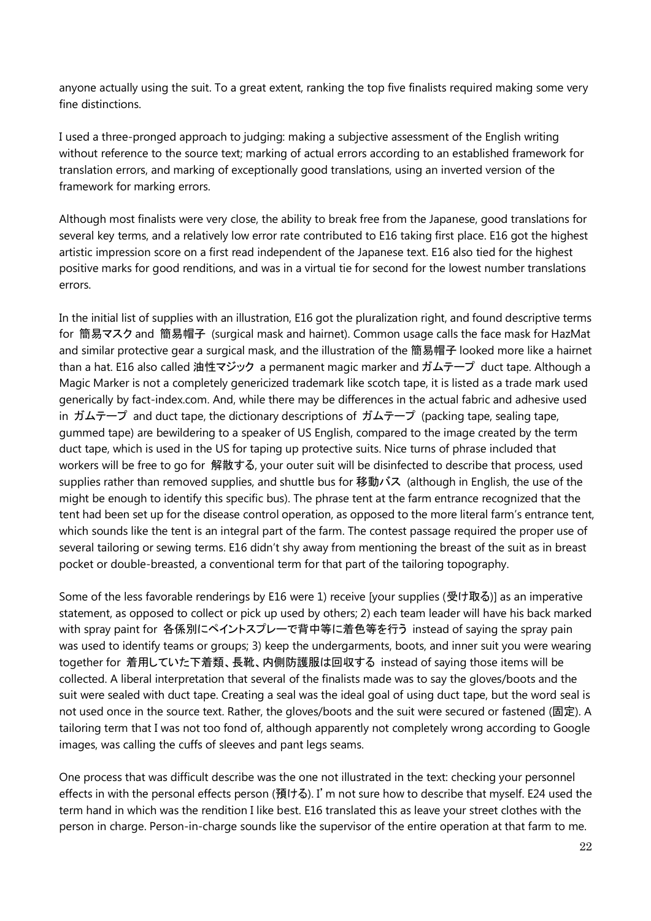anyone actually using the suit. To a great extent, ranking the top five finalists required making some very fine distinctions.

I used a three-pronged approach to judging: making a subjective assessment of the English writing without reference to the source text; marking of actual errors according to an established framework for translation errors, and marking of exceptionally good translations, using an inverted version of the framework for marking errors.

Although most finalists were very close, the ability to break free from the Japanese, good translations for several key terms, and a relatively low error rate contributed to E16 taking first place. E16 got the highest artistic impression score on a first read independent of the Japanese text. E16 also tied for the highest positive marks for good renditions, and was in a virtual tie for second for the lowest number translations errors.

In the initial list of supplies with an illustration, E16 got the pluralization right, and found descriptive terms for 簡易マスク and 簡易帽子 (surgical mask and hairnet). Common usage calls the face mask for HazMat and similar protective gear a surgical mask, and the illustration of the 簡易帽子 looked more like a hairnet than a hat. E16 also called 油性マジック a permanent magic marker and ガムテープ duct tape. Although a Magic Marker is not a completely genericized trademark like scotch tape, it is listed as a trade mark used generically by fact-index.com. And, while there may be differences in the actual fabric and adhesive used in ガムテープ and duct tape, the dictionary descriptions of ガムテープ (packing tape, sealing tape, gummed tape) are bewildering to a speaker of US English, compared to the image created by the term duct tape, which is used in the US for taping up protective suits. Nice turns of phrase included that workers will be free to go for 解散する, your outer suit will be disinfected to describe that process, used supplies rather than removed supplies, and shuttle bus for 移動バス (although in English, the use of the might be enough to identify this specific bus). The phrase tent at the farm entrance recognized that the tent had been set up for the disease control operation, as opposed to the more literal farm's entrance tent, which sounds like the tent is an integral part of the farm. The contest passage required the proper use of several tailoring or sewing terms. E16 didn't shy away from mentioning the breast of the suit as in breast pocket or double-breasted, a conventional term for that part of the tailoring topography.

Some of the less favorable renderings by E16 were 1) receive [your supplies (受け取る)] as an imperative statement, as opposed to collect or pick up used by others; 2) each team leader will have his back marked with spray paint for 各係別にペイントスプレーで背中等に着色等を行う instead of saying the spray pain was used to identify teams or groups; 3) keep the undergarments, boots, and inner suit you were wearing together for 着用していた下着類、長靴、内側防護服は回収する instead of saying those items will be collected. A liberal interpretation that several of the finalists made was to say the gloves/boots and the suit were sealed with duct tape. Creating a seal was the ideal goal of using duct tape, but the word seal is not used once in the source text. Rather, the gloves/boots and the suit were secured or fastened (固定). A tailoring term that I was not too fond of, although apparently not completely wrong according to Google images, was calling the cuffs of sleeves and pant legs seams.

One process that was difficult describe was the one not illustrated in the text: checking your personnel effects in with the personal effects person (預ける). I'm not sure how to describe that myself. E24 used the term hand in which was the rendition I like best. E16 translated this as leave your street clothes with the person in charge. Person-in-charge sounds like the supervisor of the entire operation at that farm to me.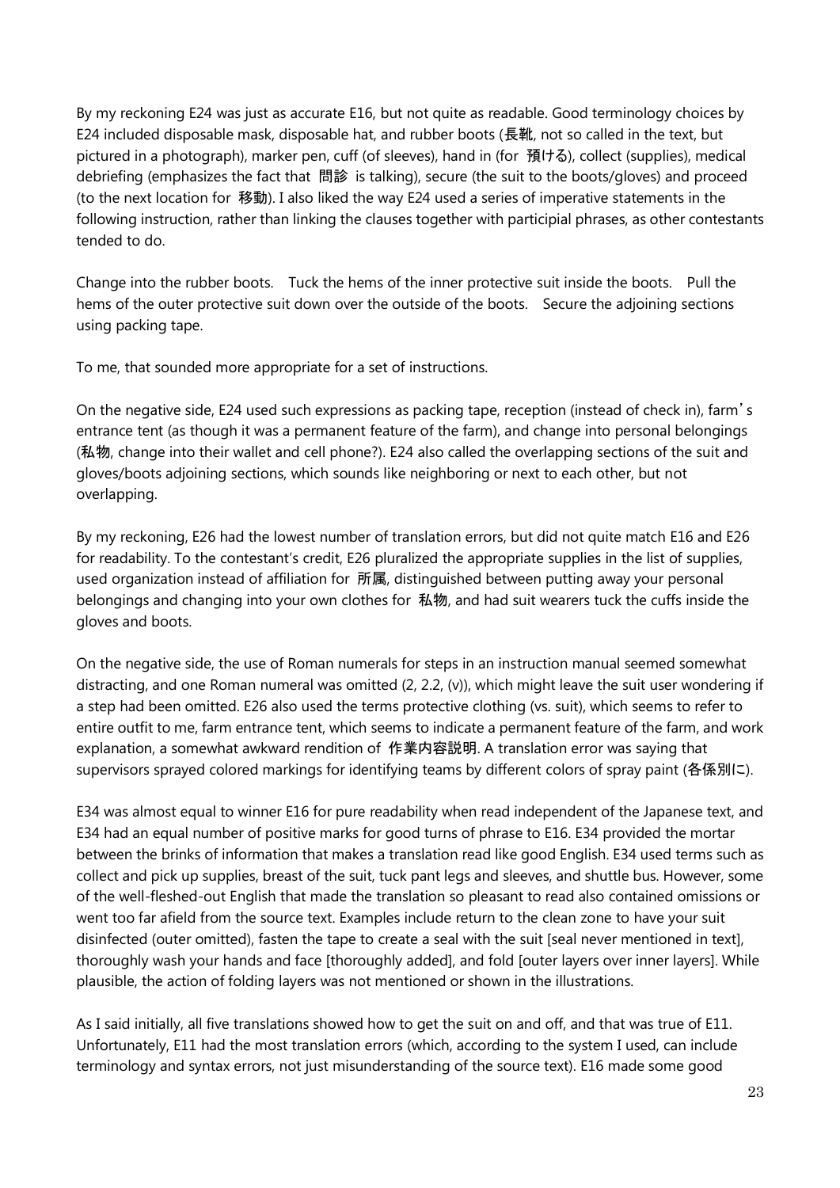By my reckoning E24 was just as accurate E16, but not quite as readable. Good terminology choices by E24 included disposable mask, disposable hat, and rubber boots (長靴, not so called in the text, but pictured in a photograph), marker pen, cuff (of sleeves), hand in (for 預ける), collect (supplies), medical debriefing (emphasizes the fact that 問診 is talking), secure (the suit to the boots/gloves) and proceed (to the next location for 移動). I also liked the way E24 used a series of imperative statements in the following instruction, rather than linking the clauses together with participial phrases, as other contestants tended to do.

Change into the rubber boots.　Tuck the hems of the inner protective suit inside the boots.　Pull the hems of the outer protective suit down over the outside of the boots.　Secure the adjoining sections using packing tape.

To me, that sounded more appropriate for a set of instructions.

On the negative side, E24 used such expressions as packing tape, reception (instead of check in), farm's entrance tent (as though it was a permanent feature of the farm), and change into personal belongings (私物, change into their wallet and cell phone?). E24 also called the overlapping sections of the suit and gloves/boots adjoining sections, which sounds like neighboring or next to each other, but not overlapping.

By my reckoning, E26 had the lowest number of translation errors, but did not quite match E16 and E26 for readability. To the contestant's credit, E26 pluralized the appropriate supplies in the list of supplies, used organization instead of affiliation for 所属, distinguished between putting away your personal belongings and changing into your own clothes for 私物, and had suit wearers tuck the cuffs inside the gloves and boots.

On the negative side, the use of Roman numerals for steps in an instruction manual seemed somewhat distracting, and one Roman numeral was omitted (2, 2.2, (v)), which might leave the suit user wondering if a step had been omitted. E26 also used the terms protective clothing (vs. suit), which seems to refer to entire outfit to me, farm entrance tent, which seems to indicate a permanent feature of the farm, and work explanation, a somewhat awkward rendition of 作業内容説明. A translation error was saying that supervisors sprayed colored markings for identifying teams by different colors of spray paint (各係別に).

E34 was almost equal to winner E16 for pure readability when read independent of the Japanese text, and E34 had an equal number of positive marks for good turns of phrase to E16. E34 provided the mortar between the brinks of information that makes a translation read like good English. E34 used terms such as collect and pick up supplies, breast of the suit, tuck pant legs and sleeves, and shuttle bus. However, some of the well-fleshed-out English that made the translation so pleasant to read also contained omissions or went too far afield from the source text. Examples include return to the clean zone to have your suit disinfected (outer omitted), fasten the tape to create a seal with the suit [seal never mentioned in text], thoroughly wash your hands and face [thoroughly added], and fold [outer layers over inner layers]. While plausible, the action of folding layers was not mentioned or shown in the illustrations.

As I said initially, all five translations showed how to get the suit on and off, and that was true of E11. Unfortunately, E11 had the most translation errors (which, according to the system I used, can include terminology and syntax errors, not just misunderstanding of the source text). E16 made some good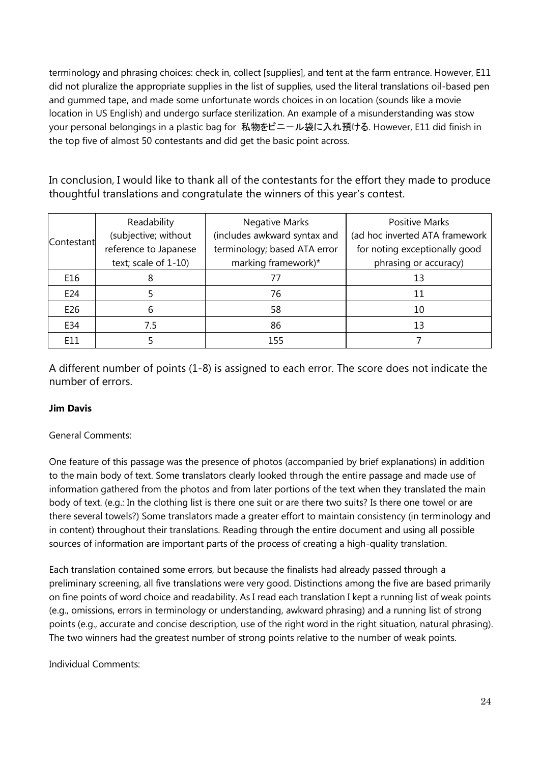terminology and phrasing choices: check in, collect [supplies], and tent at the farm entrance. However, E11 did not pluralize the appropriate supplies in the list of supplies, used the literal translations oil-based pen and gummed tape, and made some unfortunate words choices in on location (sounds like a movie location in US English) and undergo surface sterilization. An example of a misunderstanding was stow your personal belongings in a plastic bag for 私物をビニール袋に入れ預ける. However, E11 did finish in the top five of almost 50 contestants and did get the basic point across.

In conclusion, I would like to thank all of the contestants for the effort they made to produce thoughtful translations and congratulate the winners of this year's contest.

| Contestant | Readability (subjective; without reference to Japanese text; scale of 1-10) | Negative Marks (includes awkward syntax and terminology; based ATA error marking framework)* | Positive Marks (ad hoc inverted ATA framework for noting exceptionally good phrasing or accuracy) |
|---|---|---|---|
| E16 | 8 | 77 | 13 |
| E24 | 5 | 76 | 11 |
| E26 | 6 | 58 | 10 |
| E34 | 7.5 | 86 | 13 |
| E11 | 5 | 155 | 7 |

A different number of points (1-8) is assigned to each error. The score does not indicate the number of errors.

**Jim Davis**

General Comments:

One feature of this passage was the presence of photos (accompanied by brief explanations) in addition to the main body of text. Some translators clearly looked through the entire passage and made use of information gathered from the photos and from later portions of the text when they translated the main body of text. (e.g.: In the clothing list is there one suit or are there two suits? Is there one towel or are there several towels?) Some translators made a greater effort to maintain consistency (in terminology and in content) throughout their translations. Reading through the entire document and using all possible sources of information are important parts of the process of creating a high-quality translation.

Each translation contained some errors, but because the finalists had already passed through a preliminary screening, all five translations were very good. Distinctions among the five are based primarily on fine points of word choice and readability. As I read each translation I kept a running list of weak points (e.g., omissions, errors in terminology or understanding, awkward phrasing) and a running list of strong points (e.g., accurate and concise description, use of the right word in the right situation, natural phrasing). The two winners had the greatest number of strong points relative to the number of weak points.

Individual Comments: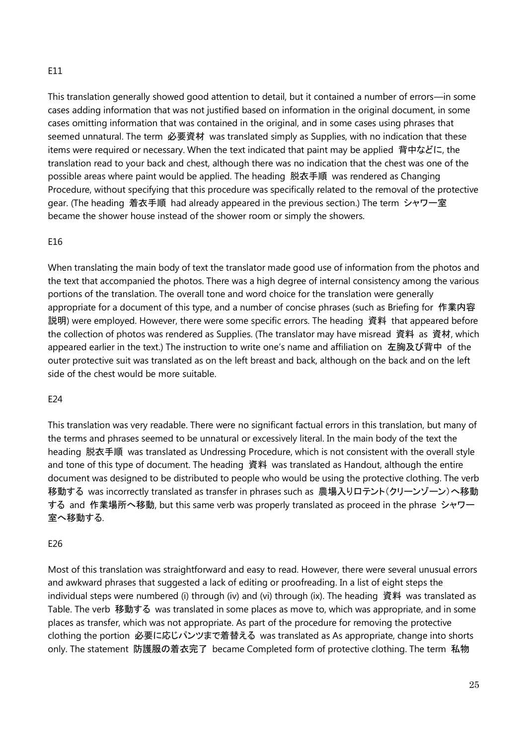E11

This translation generally showed good attention to detail, but it contained a number of errors—in some cases adding information that was not justified based on information in the original document, in some cases omitting information that was contained in the original, and in some cases using phrases that seemed unnatural. The term 必要資材 was translated simply as Supplies, with no indication that these items were required or necessary. When the text indicated that paint may be applied 背中などに, the translation read to your back and chest, although there was no indication that the chest was one of the possible areas where paint would be applied. The heading 脱衣手順 was rendered as Changing Procedure, without specifying that this procedure was specifically related to the removal of the protective gear. (The heading 着衣手順 had already appeared in the previous section.) The term シャワー室 became the shower house instead of the shower room or simply the showers.

E16

When translating the main body of text the translator made good use of information from the photos and the text that accompanied the photos. There was a high degree of internal consistency among the various portions of the translation. The overall tone and word choice for the translation were generally appropriate for a document of this type, and a number of concise phrases (such as Briefing for 作業内容説明) were employed. However, there were some specific errors. The heading 資料 that appeared before the collection of photos was rendered as Supplies. (The translator may have misread 資料 as 資材, which appeared earlier in the text.) The instruction to write one's name and affiliation on 左胸及び背中 of the outer protective suit was translated as on the left breast and back, although on the back and on the left side of the chest would be more suitable.

E24

This translation was very readable. There were no significant factual errors in this translation, but many of the terms and phrases seemed to be unnatural or excessively literal. In the main body of the text the heading 脱衣手順 was translated as Undressing Procedure, which is not consistent with the overall style and tone of this type of document. The heading 資料 was translated as Handout, although the entire document was designed to be distributed to people who would be using the protective clothing. The verb 移動する was incorrectly translated as transfer in phrases such as 農場入り口テント(クリーンゾーン)へ移動する and 作業場所へ移動, but this same verb was properly translated as proceed in the phrase シャワー室へ移動する.

E26

Most of this translation was straightforward and easy to read. However, there were several unusual errors and awkward phrases that suggested a lack of editing or proofreading. In a list of eight steps the individual steps were numbered (i) through (iv) and (vi) through (ix). The heading 資料 was translated as Table. The verb 移動する was translated in some places as move to, which was appropriate, and in some places as transfer, which was not appropriate. As part of the procedure for removing the protective clothing the portion 必要に応じパンツまで着替える was translated as As appropriate, change into shorts only. The statement 防護服の着衣完了 became Completed form of protective clothing. The term 私物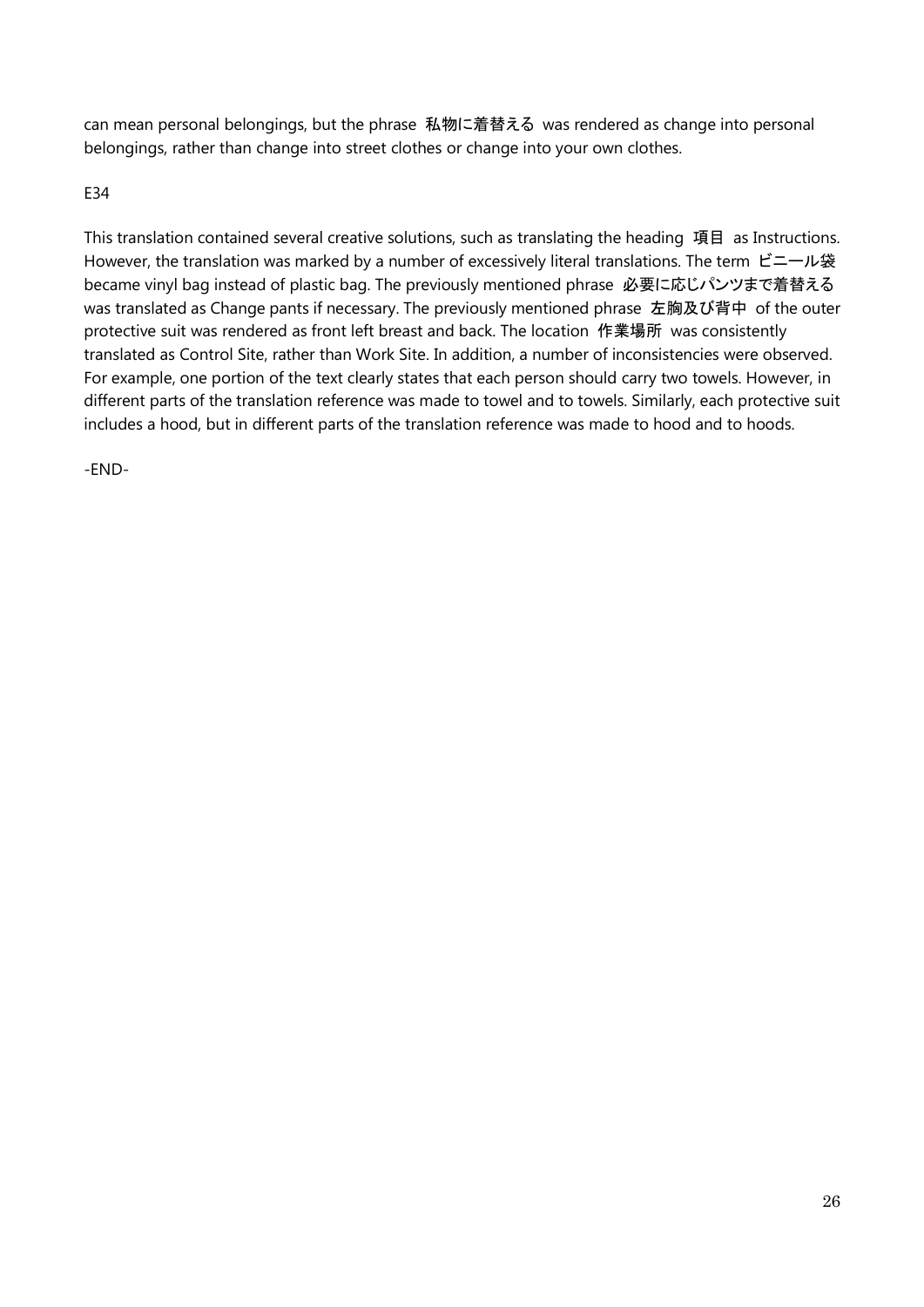can mean personal belongings, but the phrase 私物に着替える was rendered as change into personal belongings, rather than change into street clothes or change into your own clothes.

E34

This translation contained several creative solutions, such as translating the heading 項目 as Instructions. However, the translation was marked by a number of excessively literal translations. The term ビニール袋 became vinyl bag instead of plastic bag. The previously mentioned phrase 必要に応じパンツまで着替える was translated as Change pants if necessary. The previously mentioned phrase 左胸及び背中 of the outer protective suit was rendered as front left breast and back. The location 作業場所 was consistently translated as Control Site, rather than Work Site. In addition, a number of inconsistencies were observed. For example, one portion of the text clearly states that each person should carry two towels. However, in different parts of the translation reference was made to towel and to towels. Similarly, each protective suit includes a hood, but in different parts of the translation reference was made to hood and to hoods.

-END-